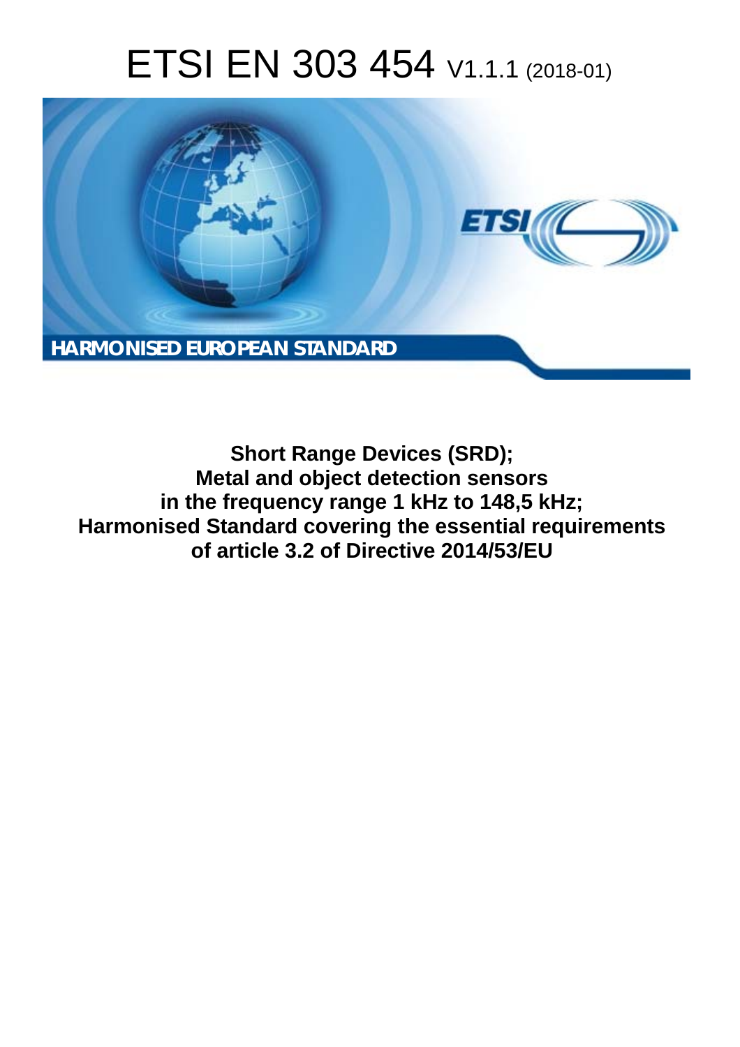# ETSI EN 303 454 V1.1.1 (2018-01)

**HARMONISED EUROPEAN STANDARD**

**Short Range Devices (SRD);
Metal and object detection sensors
in the frequency range 1 kHz to 148,5 kHz;
Harmonised Standard covering the essential requirements
of article 3.2 of Directive 2014/53/EU**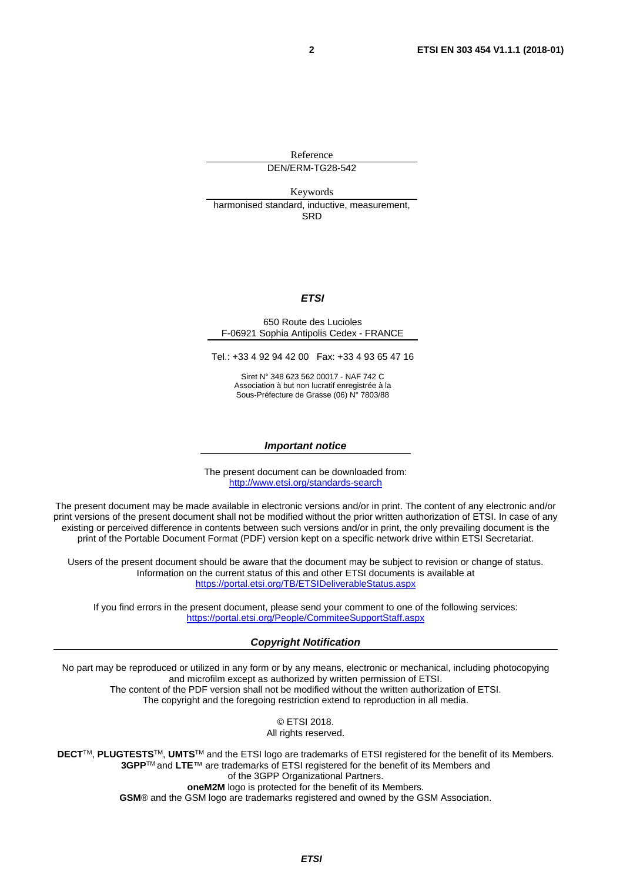Reference

DEN/ERM-TG28-542

Keywords

harmonised standard, inductive, measurement, SRD

***ETSI***

650 Route des Lucioles
F-06921 Sophia Antipolis Cedex - FRANCE

Tel.: +33 4 92 94 42 00   Fax: +33 4 93 65 47 16

Siret N° 348 623 562 00017 - NAF 742 C
Association à but non lucratif enregistrée à la
Sous-Préfecture de Grasse (06) N° 7803/88

***Important notice***

The present document can be downloaded from:
http://www.etsi.org/standards-search

The present document may be made available in electronic versions and/or in print. The content of any electronic and/or print versions of the present document shall not be modified without the prior written authorization of ETSI. In case of any existing or perceived difference in contents between such versions and/or in print, the only prevailing document is the print of the Portable Document Format (PDF) version kept on a specific network drive within ETSI Secretariat.

Users of the present document should be aware that the document may be subject to revision or change of status. Information on the current status of this and other ETSI documents is available at
https://portal.etsi.org/TB/ETSIDeliverableStatus.aspx

If you find errors in the present document, please send your comment to one of the following services:
https://portal.etsi.org/People/CommiteeSupportStaff.aspx

***Copyright Notification***

No part may be reproduced or utilized in any form or by any means, electronic or mechanical, including photocopying and microfilm except as authorized by written permission of ETSI.
The content of the PDF version shall not be modified without the written authorization of ETSI.
The copyright and the foregoing restriction extend to reproduction in all media.

© ETSI 2018.
All rights reserved.

**DECT**™, **PLUGTESTS**™, **UMTS**™ and the ETSI logo are trademarks of ETSI registered for the benefit of its Members.
**3GPP**™ and **LTE**™ are trademarks of ETSI registered for the benefit of its Members and of the 3GPP Organizational Partners.
**oneM2M** logo is protected for the benefit of its Members.
**GSM**® and the GSM logo are trademarks registered and owned by the GSM Association.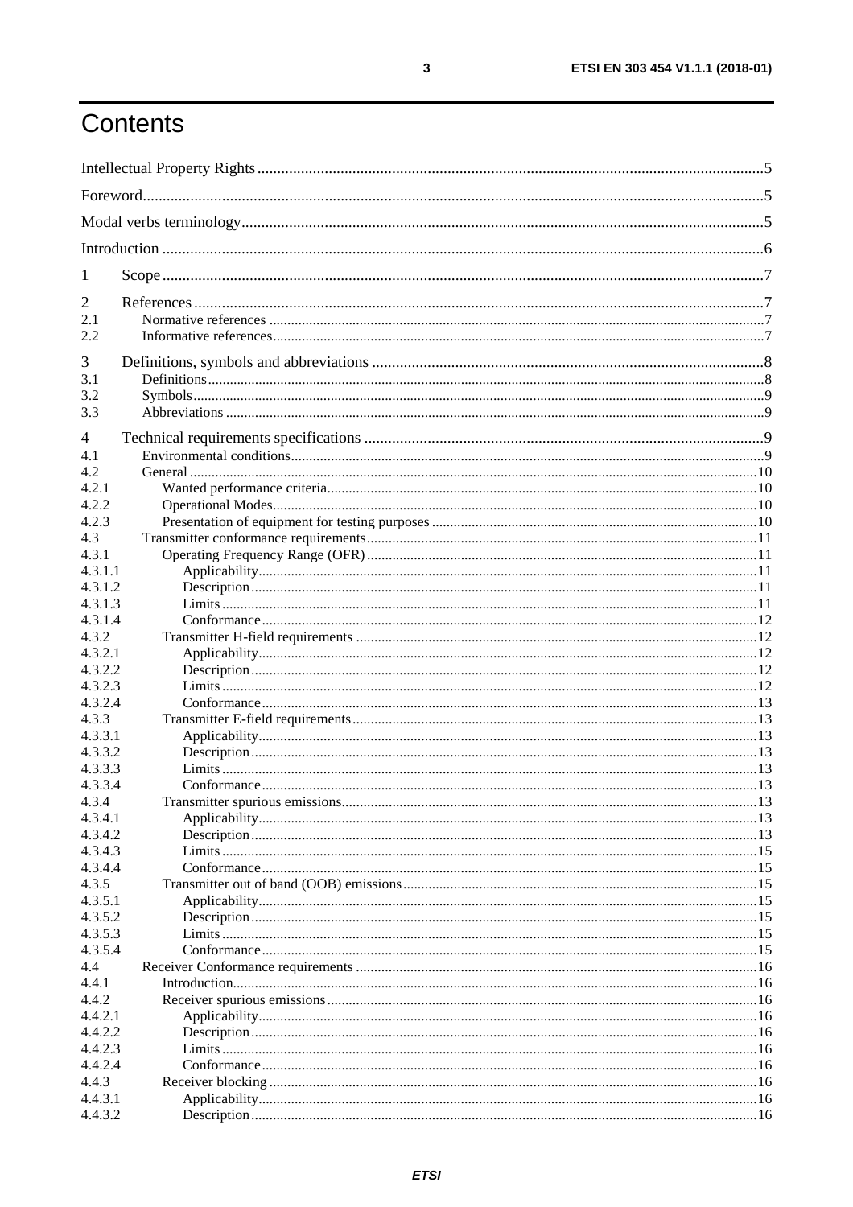# Contents

Intellectual Property Rights ....................................................................................................................5

Foreword....................................................................................................................................................5

Modal verbs terminology............................................................................................................................5

Introduction ................................................................................................................................................6

1 Scope ......................................................................................................................................................7

2 References ..............................................................................................................................................7
2.1 Normative references ..............................................................................................................................7
2.2 Informative references.............................................................................................................................7

3 Definitions, symbols and abbreviations ..................................................................................................8
3.1 Definitions...............................................................................................................................................8
3.2 Symbols...................................................................................................................................................9
3.3 Abbreviations ..........................................................................................................................................9

4 Technical requirements specifications ....................................................................................................9
4.1 Environmental conditions........................................................................................................................9
4.2 General ..................................................................................................................................................10
4.2.1 Wanted performance criteria.............................................................................................................10
4.2.2 Operational Modes............................................................................................................................10
4.2.3 Presentation of equipment for testing purposes ................................................................................10
4.3 Transmitter conformance requirements..................................................................................................11
4.3.1 Operating Frequency Range (OFR) ..................................................................................................11
4.3.1.1 Applicability................................................................................................................................11
4.3.1.2 Description..................................................................................................................................11
4.3.1.3 Limits .........................................................................................................................................11
4.3.1.4 Conformance...............................................................................................................................12
4.3.2 Transmitter H-field requirements .....................................................................................................12
4.3.2.1 Applicability................................................................................................................................12
4.3.2.2 Description..................................................................................................................................12
4.3.2.3 Limits .........................................................................................................................................12
4.3.2.4 Conformance...............................................................................................................................13
4.3.3 Transmitter E-field requirements......................................................................................................13
4.3.3.1 Applicability................................................................................................................................13
4.3.3.2 Description..................................................................................................................................13
4.3.3.3 Limits .........................................................................................................................................13
4.3.3.4 Conformance...............................................................................................................................13
4.3.4 Transmitter spurious emissions.........................................................................................................13
4.3.4.1 Applicability................................................................................................................................13
4.3.4.2 Description..................................................................................................................................13
4.3.4.3 Limits .........................................................................................................................................15
4.3.4.4 Conformance...............................................................................................................................15
4.3.5 Transmitter out of band (OOB) emissions.........................................................................................15
4.3.5.1 Applicability................................................................................................................................15
4.3.5.2 Description..................................................................................................................................15
4.3.5.3 Limits .........................................................................................................................................15
4.3.5.4 Conformance...............................................................................................................................15
4.4 Receiver Conformance requirements .....................................................................................................16
4.4.1 Introduction......................................................................................................................................16
4.4.2 Receiver spurious emissions.............................................................................................................16
4.4.2.1 Applicability................................................................................................................................16
4.4.2.2 Description..................................................................................................................................16
4.4.2.3 Limits .........................................................................................................................................16
4.4.2.4 Conformance...............................................................................................................................16
4.4.3 Receiver blocking .............................................................................................................................16
4.4.3.1 Applicability................................................................................................................................16
4.4.3.2 Description..................................................................................................................................16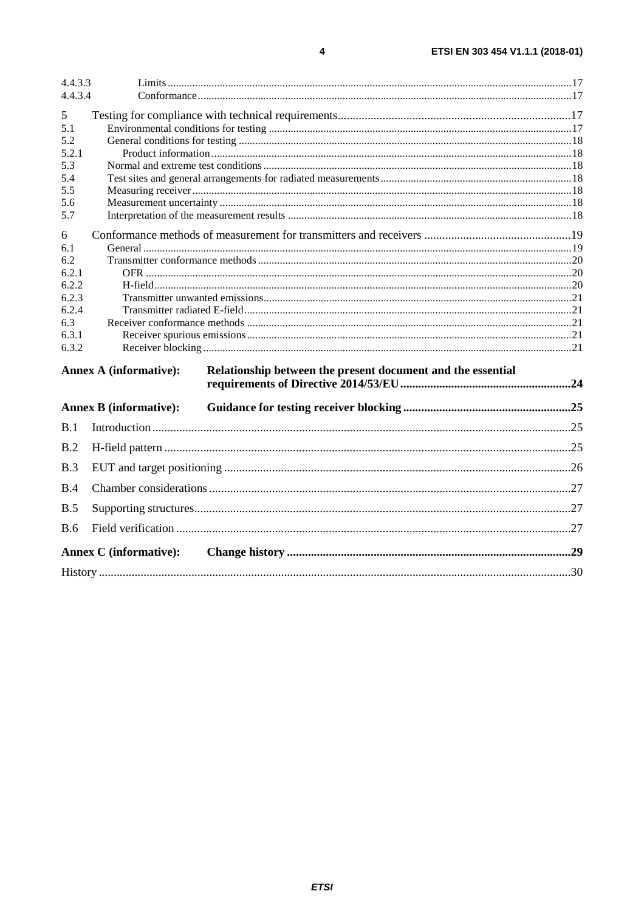4.4.3.3 Limits ..... 17
4.4.3.4 Conformance ..... 17

5 Testing for compliance with technical requirements ..... 17
5.1 Environmental conditions for testing ..... 17
5.2 General conditions for testing ..... 18
5.2.1 Product information ..... 18
5.3 Normal and extreme test conditions ..... 18
5.4 Test sites and general arrangements for radiated measurements ..... 18
5.5 Measuring receiver ..... 18
5.6 Measurement uncertainty ..... 18
5.7 Interpretation of the measurement results ..... 18

6 Conformance methods of measurement for transmitters and receivers ..... 19
6.1 General ..... 19
6.2 Transmitter conformance methods ..... 20
6.2.1 OFR ..... 20
6.2.2 H-field ..... 20
6.2.3 Transmitter unwanted emissions ..... 21
6.2.4 Transmitter radiated E-field ..... 21
6.3 Receiver conformance methods ..... 21
6.3.1 Receiver spurious emissions ..... 21
6.3.2 Receiver blocking ..... 21

**Annex A (informative): Relationship between the present document and the essential requirements of Directive 2014/53/EU ..... 24**

**Annex B (informative): Guidance for testing receiver blocking ..... 25**

B.1 Introduction ..... 25

B.2 H-field pattern ..... 25

B.3 EUT and target positioning ..... 26

B.4 Chamber considerations ..... 27

B.5 Supporting structures ..... 27

B.6 Field verification ..... 27

**Annex C (informative): Change history ..... 29**

History ..... 30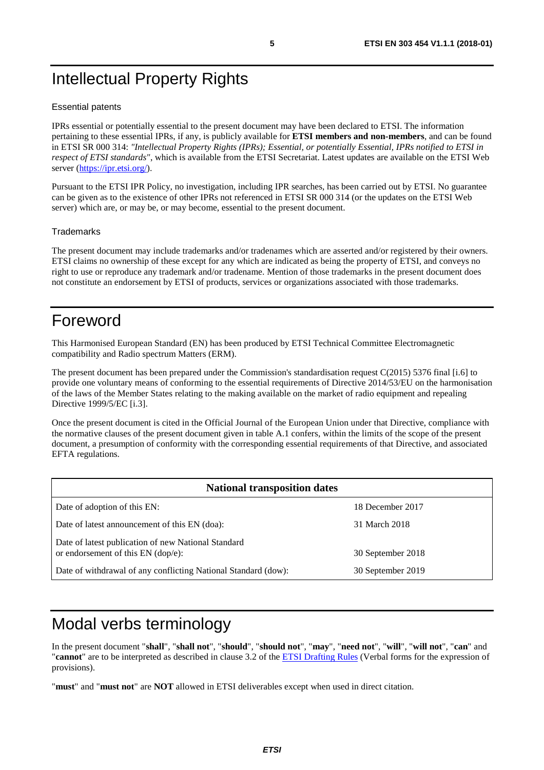# Intellectual Property Rights

## Essential patents

IPRs essential or potentially essential to the present document may have been declared to ETSI. The information pertaining to these essential IPRs, if any, is publicly available for **ETSI members and non-members**, and can be found in ETSI SR 000 314: *"Intellectual Property Rights (IPRs); Essential, or potentially Essential, IPRs notified to ETSI in respect of ETSI standards"*, which is available from the ETSI Secretariat. Latest updates are available on the ETSI Web server (https://ipr.etsi.org/).

Pursuant to the ETSI IPR Policy, no investigation, including IPR searches, has been carried out by ETSI. No guarantee can be given as to the existence of other IPRs not referenced in ETSI SR 000 314 (or the updates on the ETSI Web server) which are, or may be, or may become, essential to the present document.

## Trademarks

The present document may include trademarks and/or tradenames which are asserted and/or registered by their owners. ETSI claims no ownership of these except for any which are indicated as being the property of ETSI, and conveys no right to use or reproduce any trademark and/or tradename. Mention of those trademarks in the present document does not constitute an endorsement by ETSI of products, services or organizations associated with those trademarks.

# Foreword

This Harmonised European Standard (EN) has been produced by ETSI Technical Committee Electromagnetic compatibility and Radio spectrum Matters (ERM).

The present document has been prepared under the Commission's standardisation request C(2015) 5376 final [i.6] to provide one voluntary means of conforming to the essential requirements of Directive 2014/53/EU on the harmonisation of the laws of the Member States relating to the making available on the market of radio equipment and repealing Directive 1999/5/EC [i.3].

Once the present document is cited in the Official Journal of the European Union under that Directive, compliance with the normative clauses of the present document given in table A.1 confers, within the limits of the scope of the present document, a presumption of conformity with the corresponding essential requirements of that Directive, and associated EFTA regulations.

| **National transposition dates** | |
|---|---|
| Date of adoption of this EN: | 18 December 2017 |
| Date of latest announcement of this EN (doa): | 31 March 2018 |
| Date of latest publication of new National Standard or endorsement of this EN (dop/e): | 30 September 2018 |
| Date of withdrawal of any conflicting National Standard (dow): | 30 September 2019 |

# Modal verbs terminology

In the present document "**shall**", "**shall not**", "**should**", "**should not**", "**may**", "**need not**", "**will**", "**will not**", "**can**" and "**cannot**" are to be interpreted as described in clause 3.2 of the ETSI Drafting Rules (Verbal forms for the expression of provisions).

"**must**" and "**must not**" are **NOT** allowed in ETSI deliverables except when used in direct citation.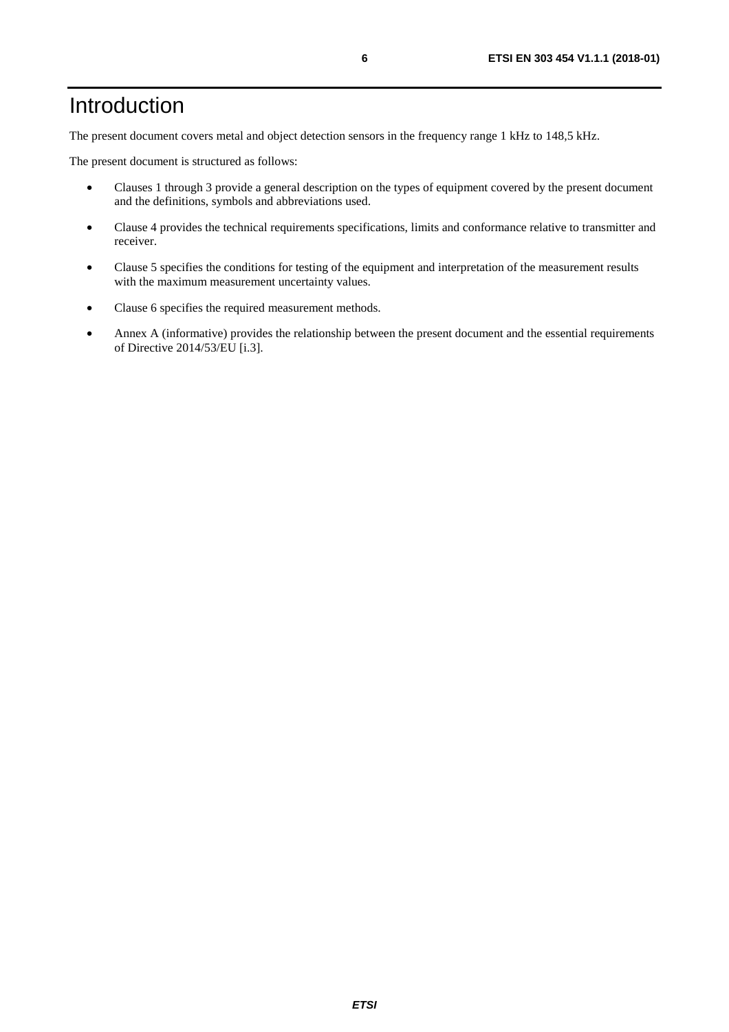# Introduction

The present document covers metal and object detection sensors in the frequency range 1 kHz to 148,5 kHz.

The present document is structured as follows:

- Clauses 1 through 3 provide a general description on the types of equipment covered by the present document and the definitions, symbols and abbreviations used.
- Clause 4 provides the technical requirements specifications, limits and conformance relative to transmitter and receiver.
- Clause 5 specifies the conditions for testing of the equipment and interpretation of the measurement results with the maximum measurement uncertainty values.
- Clause 6 specifies the required measurement methods.
- Annex A (informative) provides the relationship between the present document and the essential requirements of Directive 2014/53/EU [i.3].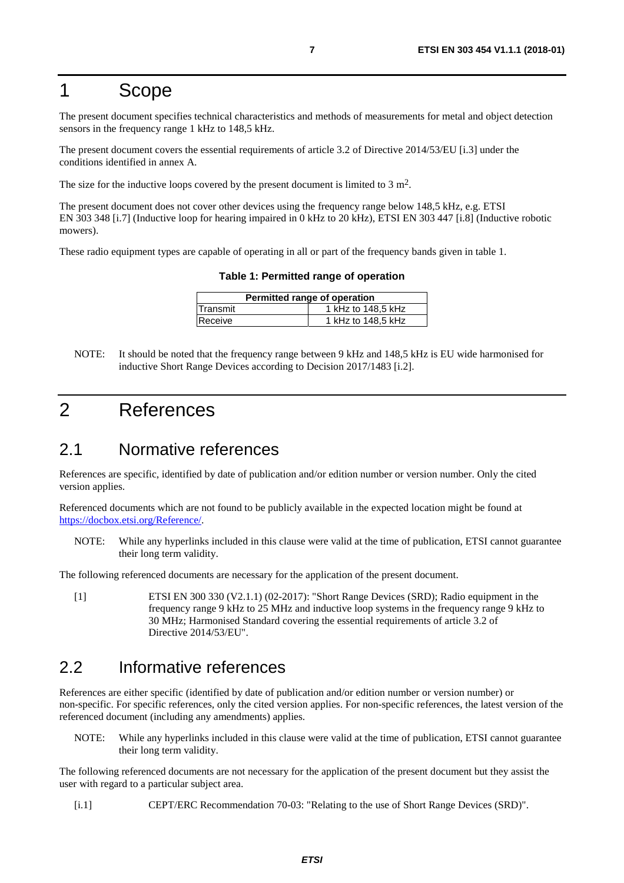# 1 Scope

The present document specifies technical characteristics and methods of measurements for metal and object detection sensors in the frequency range 1 kHz to 148,5 kHz.

The present document covers the essential requirements of article 3.2 of Directive 2014/53/EU [i.3] under the conditions identified in annex A.

The size for the inductive loops covered by the present document is limited to 3 $m^2$.

The present document does not cover other devices using the frequency range below 148,5 kHz, e.g. ETSI EN 303 348 [i.7] (Inductive loop for hearing impaired in 0 kHz to 20 kHz), ETSI EN 303 447 [i.8] (Inductive robotic mowers).

These radio equipment types are capable of operating in all or part of the frequency bands given in table 1.

**Table 1: Permitted range of operation**

| Permitted range of operation | |
|---|---|
| Transmit | 1 kHz to 148,5 kHz |
| Receive | 1 kHz to 148,5 kHz |

NOTE: It should be noted that the frequency range between 9 kHz and 148,5 kHz is EU wide harmonised for inductive Short Range Devices according to Decision 2017/1483 [i.2].

# 2 References

## 2.1 Normative references

References are specific, identified by date of publication and/or edition number or version number. Only the cited version applies.

Referenced documents which are not found to be publicly available in the expected location might be found at https://docbox.etsi.org/Reference/.

NOTE: While any hyperlinks included in this clause were valid at the time of publication, ETSI cannot guarantee their long term validity.

The following referenced documents are necessary for the application of the present document.

[1] ETSI EN 300 330 (V2.1.1) (02-2017): "Short Range Devices (SRD); Radio equipment in the frequency range 9 kHz to 25 MHz and inductive loop systems in the frequency range 9 kHz to 30 MHz; Harmonised Standard covering the essential requirements of article 3.2 of Directive 2014/53/EU".

## 2.2 Informative references

References are either specific (identified by date of publication and/or edition number or version number) or non-specific. For specific references, only the cited version applies. For non-specific references, the latest version of the referenced document (including any amendments) applies.

NOTE: While any hyperlinks included in this clause were valid at the time of publication, ETSI cannot guarantee their long term validity.

The following referenced documents are not necessary for the application of the present document but they assist the user with regard to a particular subject area.

[i.1] CEPT/ERC Recommendation 70-03: "Relating to the use of Short Range Devices (SRD)".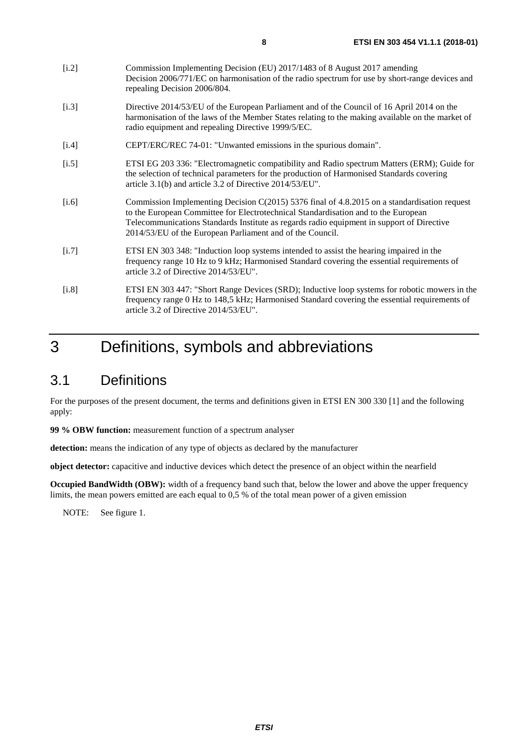[i.2] Commission Implementing Decision (EU) 2017/1483 of 8 August 2017 amending Decision 2006/771/EC on harmonisation of the radio spectrum for use by short-range devices and repealing Decision 2006/804.

[i.3] Directive 2014/53/EU of the European Parliament and of the Council of 16 April 2014 on the harmonisation of the laws of the Member States relating to the making available on the market of radio equipment and repealing Directive 1999/5/EC.

[i.4] CEPT/ERC/REC 74-01: "Unwanted emissions in the spurious domain".

[i.5] ETSI EG 203 336: "Electromagnetic compatibility and Radio spectrum Matters (ERM); Guide for the selection of technical parameters for the production of Harmonised Standards covering article 3.1(b) and article 3.2 of Directive 2014/53/EU".

[i.6] Commission Implementing Decision C(2015) 5376 final of 4.8.2015 on a standardisation request to the European Committee for Electrotechnical Standardisation and to the European Telecommunications Standards Institute as regards radio equipment in support of Directive 2014/53/EU of the European Parliament and of the Council.

[i.7] ETSI EN 303 348: "Induction loop systems intended to assist the hearing impaired in the frequency range 10 Hz to 9 kHz; Harmonised Standard covering the essential requirements of article 3.2 of Directive 2014/53/EU".

[i.8] ETSI EN 303 447: "Short Range Devices (SRD); Inductive loop systems for robotic mowers in the frequency range 0 Hz to 148,5 kHz; Harmonised Standard covering the essential requirements of article 3.2 of Directive 2014/53/EU".

# 3 Definitions, symbols and abbreviations

## 3.1 Definitions

For the purposes of the present document, the terms and definitions given in ETSI EN 300 330 [1] and the following apply:

**99 % OBW function:** measurement function of a spectrum analyser

**detection:** means the indication of any type of objects as declared by the manufacturer

**object detector:** capacitive and inductive devices which detect the presence of an object within the nearfield

**Occupied BandWidth (OBW):** width of a frequency band such that, below the lower and above the upper frequency limits, the mean powers emitted are each equal to 0,5 % of the total mean power of a given emission

NOTE: See figure 1.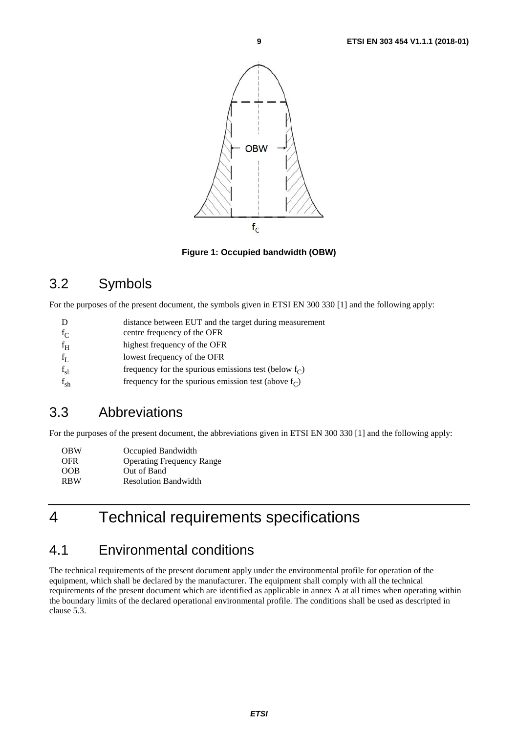Figure 1: Occupied bandwidth (OBW)

## 3.2 Symbols

For the purposes of the present document, the symbols given in ETSI EN 300 330 [1] and the following apply:

| | |
|---|---|
| D | distance between EUT and the target during measurement |
| $f_C$ | centre frequency of the OFR |
| $f_H$ | highest frequency of the OFR |
| $f_L$ | lowest frequency of the OFR |
| $f_{sl}$ | frequency for the spurious emissions test (below $f_C$) |
| $f_{sh}$ | frequency for the spurious emission test (above $f_C$) |

## 3.3 Abbreviations

For the purposes of the present document, the abbreviations given in ETSI EN 300 330 [1] and the following apply:

| | |
|---|---|
| OBW | Occupied Bandwidth |
| OFR | Operating Frequency Range |
| OOB | Out of Band |
| RBW | Resolution Bandwidth |

# 4 Technical requirements specifications

## 4.1 Environmental conditions

The technical requirements of the present document apply under the environmental profile for operation of the equipment, which shall be declared by the manufacturer. The equipment shall comply with all the technical requirements of the present document which are identified as applicable in annex A at all times when operating within the boundary limits of the declared operational environmental profile. The conditions shall be used as descripted in clause 5.3.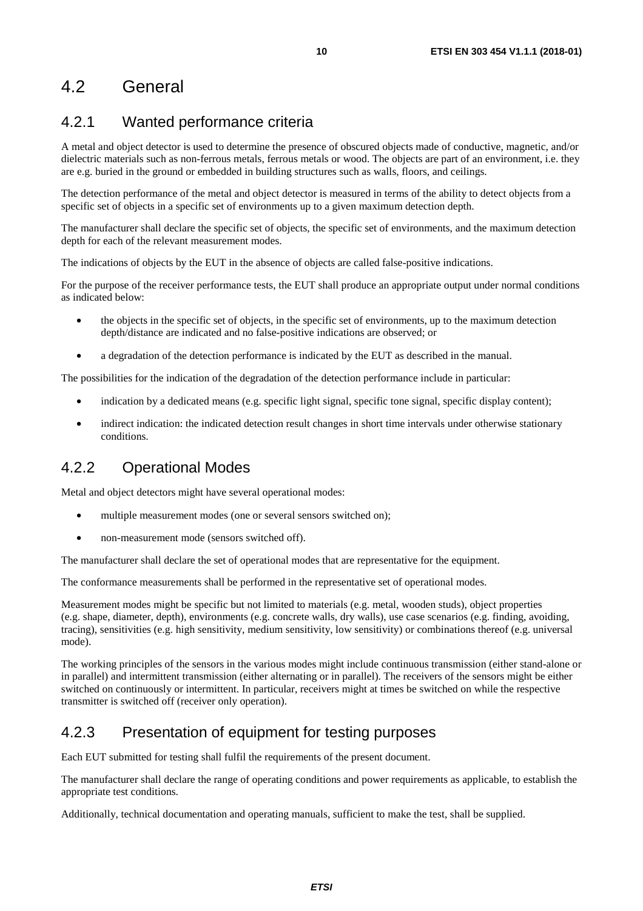## 4.2 General

### 4.2.1 Wanted performance criteria

A metal and object detector is used to determine the presence of obscured objects made of conductive, magnetic, and/or dielectric materials such as non-ferrous metals, ferrous metals or wood. The objects are part of an environment, i.e. they are e.g. buried in the ground or embedded in building structures such as walls, floors, and ceilings.

The detection performance of the metal and object detector is measured in terms of the ability to detect objects from a specific set of objects in a specific set of environments up to a given maximum detection depth.

The manufacturer shall declare the specific set of objects, the specific set of environments, and the maximum detection depth for each of the relevant measurement modes.

The indications of objects by the EUT in the absence of objects are called false-positive indications.

For the purpose of the receiver performance tests, the EUT shall produce an appropriate output under normal conditions as indicated below:

- the objects in the specific set of objects, in the specific set of environments, up to the maximum detection depth/distance are indicated and no false-positive indications are observed; or
- a degradation of the detection performance is indicated by the EUT as described in the manual.

The possibilities for the indication of the degradation of the detection performance include in particular:

- indication by a dedicated means (e.g. specific light signal, specific tone signal, specific display content);
- indirect indication: the indicated detection result changes in short time intervals under otherwise stationary conditions.

### 4.2.2 Operational Modes

Metal and object detectors might have several operational modes:

- multiple measurement modes (one or several sensors switched on);
- non-measurement mode (sensors switched off).

The manufacturer shall declare the set of operational modes that are representative for the equipment.

The conformance measurements shall be performed in the representative set of operational modes.

Measurement modes might be specific but not limited to materials (e.g. metal, wooden studs), object properties (e.g. shape, diameter, depth), environments (e.g. concrete walls, dry walls), use case scenarios (e.g. finding, avoiding, tracing), sensitivities (e.g. high sensitivity, medium sensitivity, low sensitivity) or combinations thereof (e.g. universal mode).

The working principles of the sensors in the various modes might include continuous transmission (either stand-alone or in parallel) and intermittent transmission (either alternating or in parallel). The receivers of the sensors might be either switched on continuously or intermittent. In particular, receivers might at times be switched on while the respective transmitter is switched off (receiver only operation).

### 4.2.3 Presentation of equipment for testing purposes

Each EUT submitted for testing shall fulfil the requirements of the present document.

The manufacturer shall declare the range of operating conditions and power requirements as applicable, to establish the appropriate test conditions.

Additionally, technical documentation and operating manuals, sufficient to make the test, shall be supplied.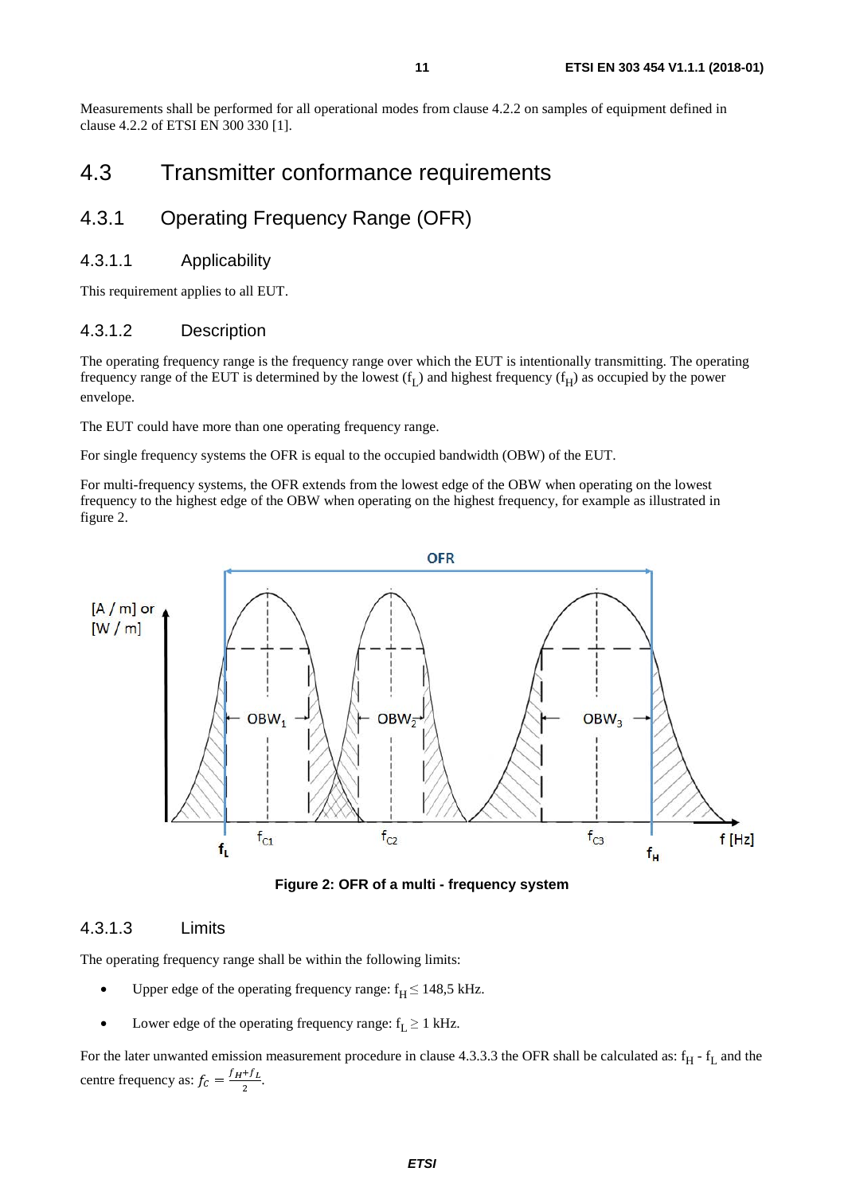Measurements shall be performed for all operational modes from clause 4.2.2 on samples of equipment defined in clause 4.2.2 of ETSI EN 300 330 [1].

# 4.3 Transmitter conformance requirements

## 4.3.1 Operating Frequency Range (OFR)

### 4.3.1.1 Applicability

This requirement applies to all EUT.

### 4.3.1.2 Description

The operating frequency range is the frequency range over which the EUT is intentionally transmitting. The operating frequency range of the EUT is determined by the lowest ($f_L$) and highest frequency ($f_H$) as occupied by the power envelope.

The EUT could have more than one operating frequency range.

For single frequency systems the OFR is equal to the occupied bandwidth (OBW) of the EUT.

For multi-frequency systems, the OFR extends from the lowest edge of the OBW when operating on the lowest frequency to the highest edge of the OBW when operating on the highest frequency, for example as illustrated in figure 2.

**Figure 2: OFR of a multi - frequency system**

### 4.3.1.3 Limits

The operating frequency range shall be within the following limits:

- Upper edge of the operating frequency range: $f_H \leq 148{,}5$ kHz.
- Lower edge of the operating frequency range: $f_L \geq 1$ kHz.

For the later unwanted emission measurement procedure in clause 4.3.3.3 the OFR shall be calculated as: $f_H - f_L$ and the centre frequency as: $f_C = \frac{f_H + f_L}{2}$.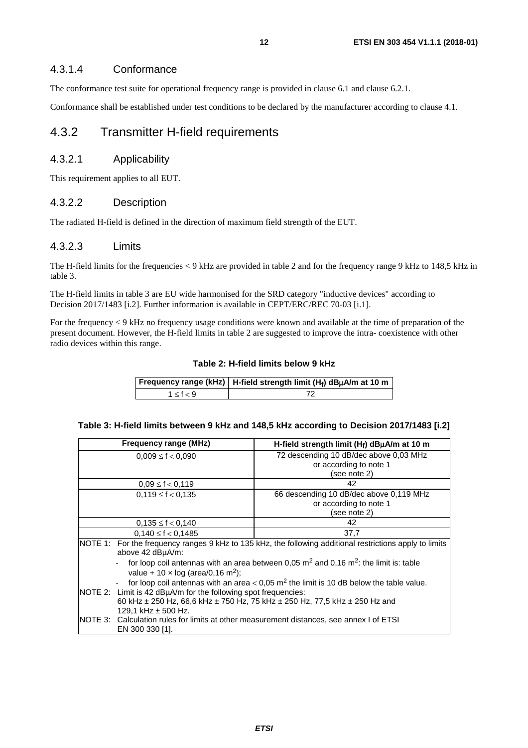#### 4.3.1.4 Conformance

The conformance test suite for operational frequency range is provided in clause 6.1 and clause 6.2.1.

Conformance shall be established under test conditions to be declared by the manufacturer according to clause 4.1.

### 4.3.2 Transmitter H-field requirements

#### 4.3.2.1 Applicability

This requirement applies to all EUT.

#### 4.3.2.2 Description

The radiated H-field is defined in the direction of maximum field strength of the EUT.

#### 4.3.2.3 Limits

The H-field limits for the frequencies < 9 kHz are provided in table 2 and for the frequency range 9 kHz to 148,5 kHz in table 3.

The H-field limits in table 3 are EU wide harmonised for the SRD category "inductive devices" according to Decision 2017/1483 [i.2]. Further information is available in CEPT/ERC/REC 70-03 [i.1].

For the frequency < 9 kHz no frequency usage conditions were known and available at the time of preparation of the present document. However, the H-field limits in table 2 are suggested to improve the intra- coexistence with other radio devices within this range.

**Table 2: H-field limits below 9 kHz**

| Frequency range (kHz) | H-field strength limit ($H_f$) dBμA/m at 10 m |
|---|---|
| $1 \leq f < 9$ | 72 |

**Table 3: H-field limits between 9 kHz and 148,5 kHz according to Decision 2017/1483 [i.2]**

| Frequency range (MHz) | H-field strength limit ($H_f$) dBμA/m at 10 m |
|---|---|
| $0{,}009 \leq f < 0{,}090$ | 72 descending 10 dB/dec above 0,03 MHz or according to note 1 (see note 2) |
| $0{,}09 \leq f < 0{,}119$ | 42 |
| $0{,}119 \leq f < 0{,}135$ | 66 descending 10 dB/dec above 0,119 MHz or according to note 1 (see note 2) |
| $0{,}135 \leq f < 0{,}140$ | 42 |
| $0{,}140 \leq f < 0{,}1485$ | 37,7 |

NOTE 1: For the frequency ranges 9 kHz to 135 kHz, the following additional restrictions apply to limits above 42 dBμA/m:

- for loop coil antennas with an area between 0,05 $m^2$ and 0,16 $m^2$: the limit is: table value + 10 × log (area/0,16 $m^2$);
- for loop coil antennas with an area < 0,05 $m^2$ the limit is 10 dB below the table value.

NOTE 2: Limit is 42 dBμA/m for the following spot frequencies: 60 kHz ± 250 Hz, 66,6 kHz ± 750 Hz, 75 kHz ± 250 Hz, 77,5 kHz ± 250 Hz and 129,1 kHz ± 500 Hz.

NOTE 3: Calculation rules for limits at other measurement distances, see annex I of ETSI EN 300 330 [1].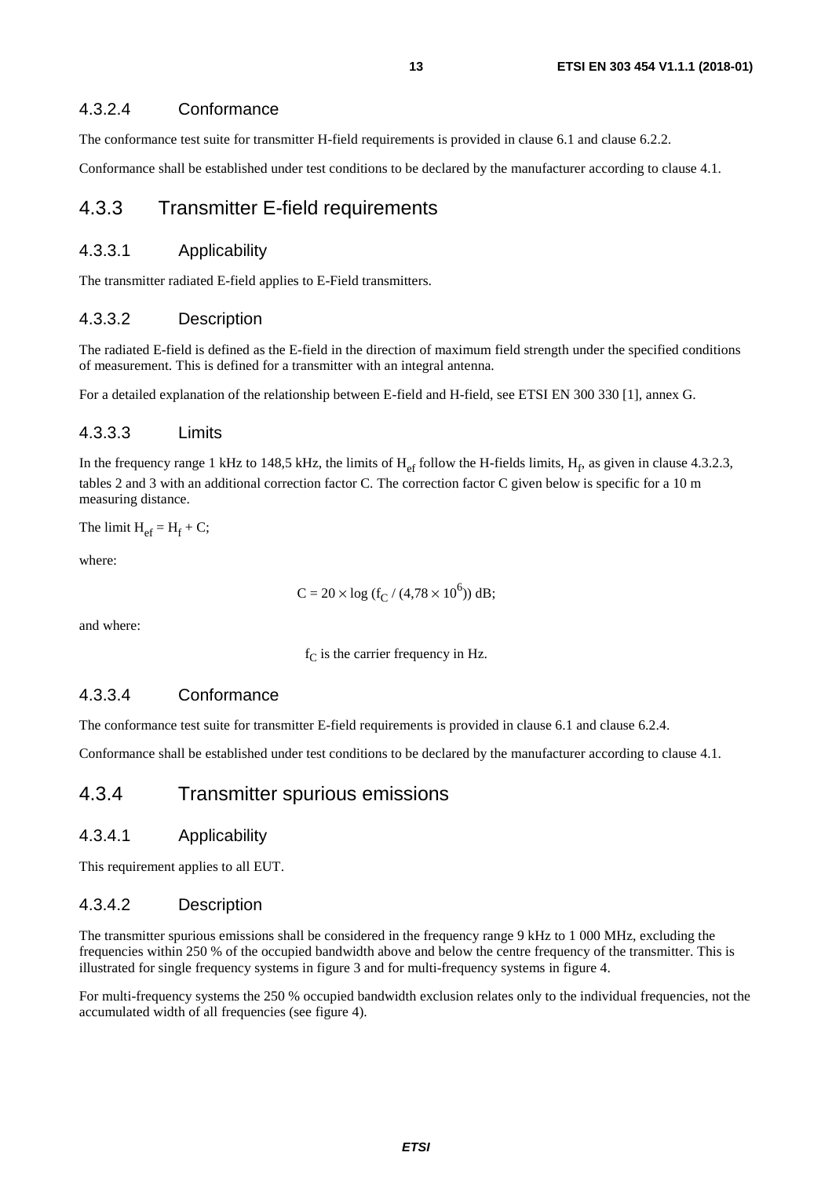#### 4.3.2.4 Conformance

The conformance test suite for transmitter H-field requirements is provided in clause 6.1 and clause 6.2.2.

Conformance shall be established under test conditions to be declared by the manufacturer according to clause 4.1.

### 4.3.3 Transmitter E-field requirements

#### 4.3.3.1 Applicability

The transmitter radiated E-field applies to E-Field transmitters.

#### 4.3.3.2 Description

The radiated E-field is defined as the E-field in the direction of maximum field strength under the specified conditions of measurement. This is defined for a transmitter with an integral antenna.

For a detailed explanation of the relationship between E-field and H-field, see ETSI EN 300 330 [1], annex G.

#### 4.3.3.3 Limits

In the frequency range 1 kHz to 148,5 kHz, the limits of $H_{ef}$ follow the H-fields limits, $H_f$, as given in clause 4.3.2.3, tables 2 and 3 with an additional correction factor C. The correction factor C given below is specific for a 10 m measuring distance.

The limit $H_{ef} = H_f + C$;

where:

$$C = 20 \times \log (f_C / (4{,}78 \times 10^6)) \text{ dB;}$$

and where:

$f_C$ is the carrier frequency in Hz.

#### 4.3.3.4 Conformance

The conformance test suite for transmitter E-field requirements is provided in clause 6.1 and clause 6.2.4.

Conformance shall be established under test conditions to be declared by the manufacturer according to clause 4.1.

### 4.3.4 Transmitter spurious emissions

#### 4.3.4.1 Applicability

This requirement applies to all EUT.

#### 4.3.4.2 Description

The transmitter spurious emissions shall be considered in the frequency range 9 kHz to 1 000 MHz, excluding the frequencies within 250 % of the occupied bandwidth above and below the centre frequency of the transmitter. This is illustrated for single frequency systems in figure 3 and for multi-frequency systems in figure 4.

For multi-frequency systems the 250 % occupied bandwidth exclusion relates only to the individual frequencies, not the accumulated width of all frequencies (see figure 4).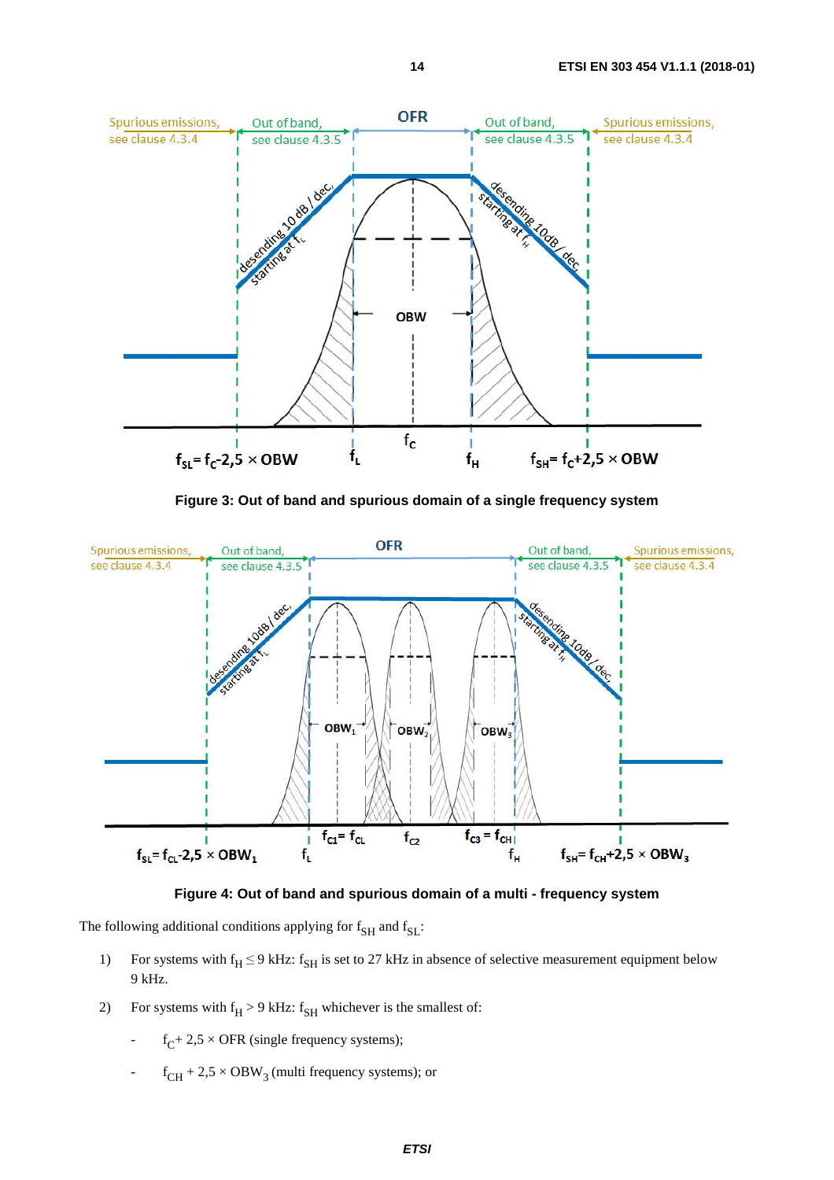**Figure 3: Out of band and spurious domain of a single frequency system**

**Figure 4: Out of band and spurious domain of a multi - frequency system**

The following additional conditions applying for $f_{SH}$ and $f_{SL}$:

1) For systems with $f_H \leq 9$ kHz: $f_{SH}$ is set to 27 kHz in absence of selective measurement equipment below 9 kHz.

2) For systems with $f_H > 9$ kHz: $f_{SH}$ whichever is the smallest of:

- $f_C + 2{,}5 \times$ OFR (single frequency systems);
- $f_{CH} + 2{,}5 \times OBW_3$ (multi frequency systems); or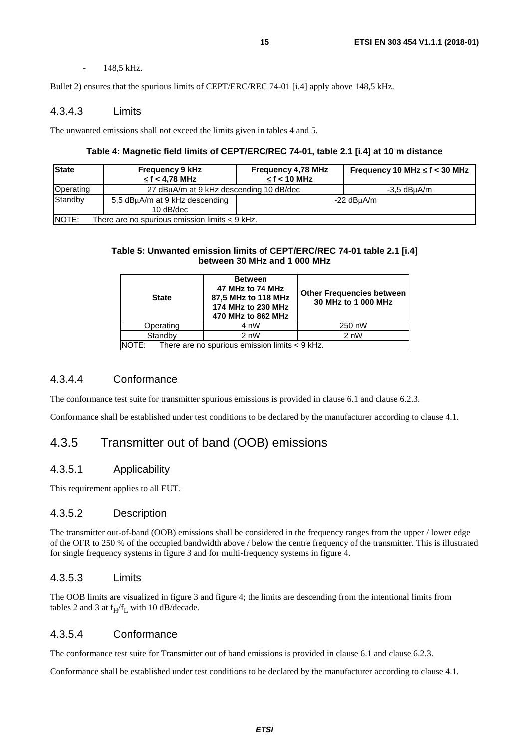- 148,5 kHz.

Bullet 2) ensures that the spurious limits of CEPT/ERC/REC 74-01 [i.4] apply above 148,5 kHz.

#### 4.3.4.3 Limits

The unwanted emissions shall not exceed the limits given in tables 4 and 5.

**Table 4: Magnetic field limits of CEPT/ERC/REC 74-01, table 2.1 [i.4] at 10 m distance**

| State | Frequency 9 kHz ≤ f < 4,78 MHz | Frequency 4,78 MHz ≤ f < 10 MHz | Frequency 10 MHz ≤ f < 30 MHz |
|---|---|---|---|
| Operating | 27 dBµA/m at 9 kHz descending 10 dB/dec | | -3,5 dBµA/m |
| Standby | 5,5 dBµA/m at 9 kHz descending 10 dB/dec | -22 dBµA/m | |
| NOTE: There are no spurious emission limits < 9 kHz. | | | |

**Table 5: Unwanted emission limits of CEPT/ERC/REC 74-01 table 2.1 [i.4] between 30 MHz and 1 000 MHz**

| State | Between 47 MHz to 74 MHz 87,5 MHz to 118 MHz 174 MHz to 230 MHz 470 MHz to 862 MHz | Other Frequencies between 30 MHz to 1 000 MHz |
|---|---|---|
| Operating | 4 nW | 250 nW |
| Standby | 2 nW | 2 nW |
| NOTE: There are no spurious emission limits < 9 kHz. | | |

#### 4.3.4.4 Conformance

The conformance test suite for transmitter spurious emissions is provided in clause 6.1 and clause 6.2.3.

Conformance shall be established under test conditions to be declared by the manufacturer according to clause 4.1.

### 4.3.5 Transmitter out of band (OOB) emissions

#### 4.3.5.1 Applicability

This requirement applies to all EUT.

#### 4.3.5.2 Description

The transmitter out-of-band (OOB) emissions shall be considered in the frequency ranges from the upper / lower edge of the OFR to 250 % of the occupied bandwidth above / below the centre frequency of the transmitter. This is illustrated for single frequency systems in figure 3 and for multi-frequency systems in figure 4.

#### 4.3.5.3 Limits

The OOB limits are visualized in figure 3 and figure 4; the limits are descending from the intentional limits from tables 2 and 3 at $f_H/f_L$ with 10 dB/decade.

#### 4.3.5.4 Conformance

The conformance test suite for Transmitter out of band emissions is provided in clause 6.1 and clause 6.2.3.

Conformance shall be established under test conditions to be declared by the manufacturer according to clause 4.1.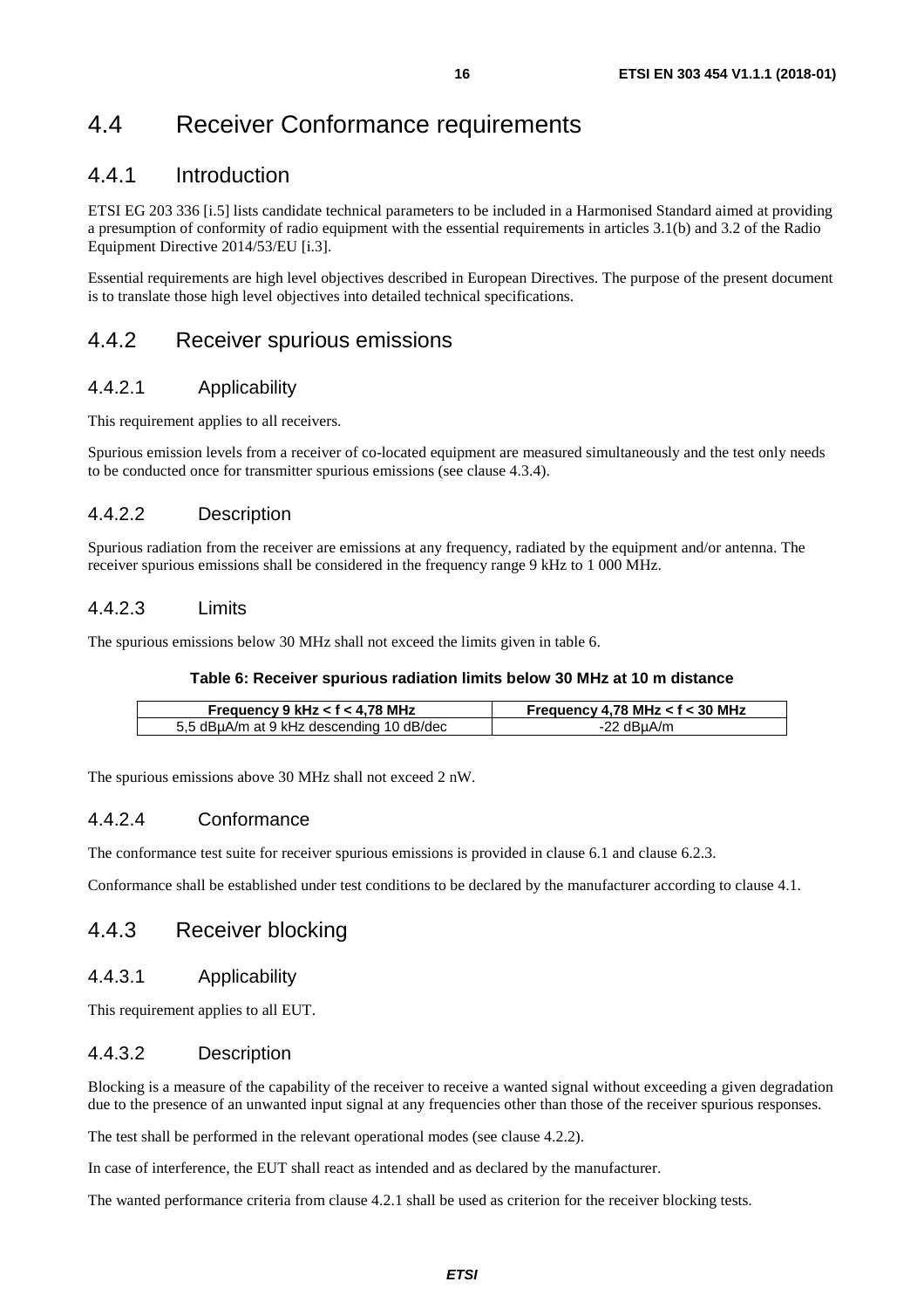# 4.4 Receiver Conformance requirements

## 4.4.1 Introduction

ETSI EG 203 336 [i.5] lists candidate technical parameters to be included in a Harmonised Standard aimed at providing a presumption of conformity of radio equipment with the essential requirements in articles 3.1(b) and 3.2 of the Radio Equipment Directive 2014/53/EU [i.3].

Essential requirements are high level objectives described in European Directives. The purpose of the present document is to translate those high level objectives into detailed technical specifications.

## 4.4.2 Receiver spurious emissions

### 4.4.2.1 Applicability

This requirement applies to all receivers.

Spurious emission levels from a receiver of co-located equipment are measured simultaneously and the test only needs to be conducted once for transmitter spurious emissions (see clause 4.3.4).

### 4.4.2.2 Description

Spurious radiation from the receiver are emissions at any frequency, radiated by the equipment and/or antenna. The receiver spurious emissions shall be considered in the frequency range 9 kHz to 1 000 MHz.

### 4.4.2.3 Limits

The spurious emissions below 30 MHz shall not exceed the limits given in table 6.

**Table 6: Receiver spurious radiation limits below 30 MHz at 10 m distance**

| Frequency 9 kHz < f < 4,78 MHz | Frequency 4,78 MHz < f < 30 MHz |
|---|---|
| 5,5 dBµA/m at 9 kHz descending 10 dB/dec | -22 dBµA/m |

The spurious emissions above 30 MHz shall not exceed 2 nW.

### 4.4.2.4 Conformance

The conformance test suite for receiver spurious emissions is provided in clause 6.1 and clause 6.2.3.

Conformance shall be established under test conditions to be declared by the manufacturer according to clause 4.1.

## 4.4.3 Receiver blocking

### 4.4.3.1 Applicability

This requirement applies to all EUT.

### 4.4.3.2 Description

Blocking is a measure of the capability of the receiver to receive a wanted signal without exceeding a given degradation due to the presence of an unwanted input signal at any frequencies other than those of the receiver spurious responses.

The test shall be performed in the relevant operational modes (see clause 4.2.2).

In case of interference, the EUT shall react as intended and as declared by the manufacturer.

The wanted performance criteria from clause 4.2.1 shall be used as criterion for the receiver blocking tests.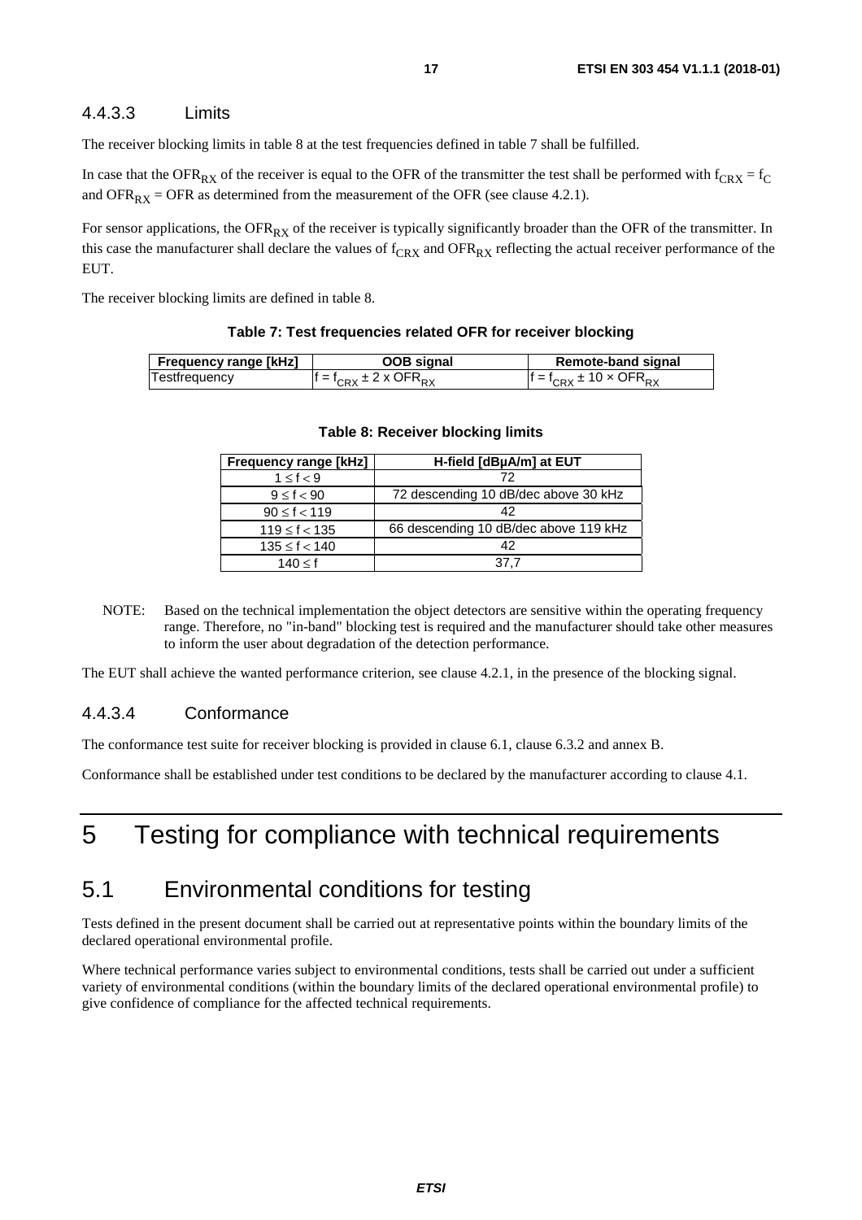#### 4.4.3.3 Limits

The receiver blocking limits in table 8 at the test frequencies defined in table 7 shall be fulfilled.

In case that the $OFR_{RX}$ of the receiver is equal to the OFR of the transmitter the test shall be performed with $f_{CRX} = f_C$ and $OFR_{RX} = OFR$ as determined from the measurement of the OFR (see clause 4.2.1).

For sensor applications, the $OFR_{RX}$ of the receiver is typically significantly broader than the OFR of the transmitter. In this case the manufacturer shall declare the values of $f_{CRX}$ and $OFR_{RX}$ reflecting the actual receiver performance of the EUT.

The receiver blocking limits are defined in table 8.

**Table 7: Test frequencies related OFR for receiver blocking**

| Frequency range [kHz] | OOB signal | Remote-band signal |
|---|---|---|
| Testfrequency | $f = f_{CRX} \pm 2 \times OFR_{RX}$ | $f = f_{CRX} \pm 10 \times OFR_{RX}$ |

**Table 8: Receiver blocking limits**

| Frequency range [kHz] | H-field [dBµA/m] at EUT |
|---|---|
| $1 \leq f < 9$ | 72 |
| $9 \leq f < 90$ | 72 descending 10 dB/dec above 30 kHz |
| $90 \leq f < 119$ | 42 |
| $119 \leq f < 135$ | 66 descending 10 dB/dec above 119 kHz |
| $135 \leq f < 140$ | 42 |
| $140 \leq f$ | 37,7 |

NOTE: Based on the technical implementation the object detectors are sensitive within the operating frequency range. Therefore, no "in-band" blocking test is required and the manufacturer should take other measures to inform the user about degradation of the detection performance.

The EUT shall achieve the wanted performance criterion, see clause 4.2.1, in the presence of the blocking signal.

#### 4.4.3.4 Conformance

The conformance test suite for receiver blocking is provided in clause 6.1, clause 6.3.2 and annex B.

Conformance shall be established under test conditions to be declared by the manufacturer according to clause 4.1.

# 5 Testing for compliance with technical requirements

## 5.1 Environmental conditions for testing

Tests defined in the present document shall be carried out at representative points within the boundary limits of the declared operational environmental profile.

Where technical performance varies subject to environmental conditions, tests shall be carried out under a sufficient variety of environmental conditions (within the boundary limits of the declared operational environmental profile) to give confidence of compliance for the affected technical requirements.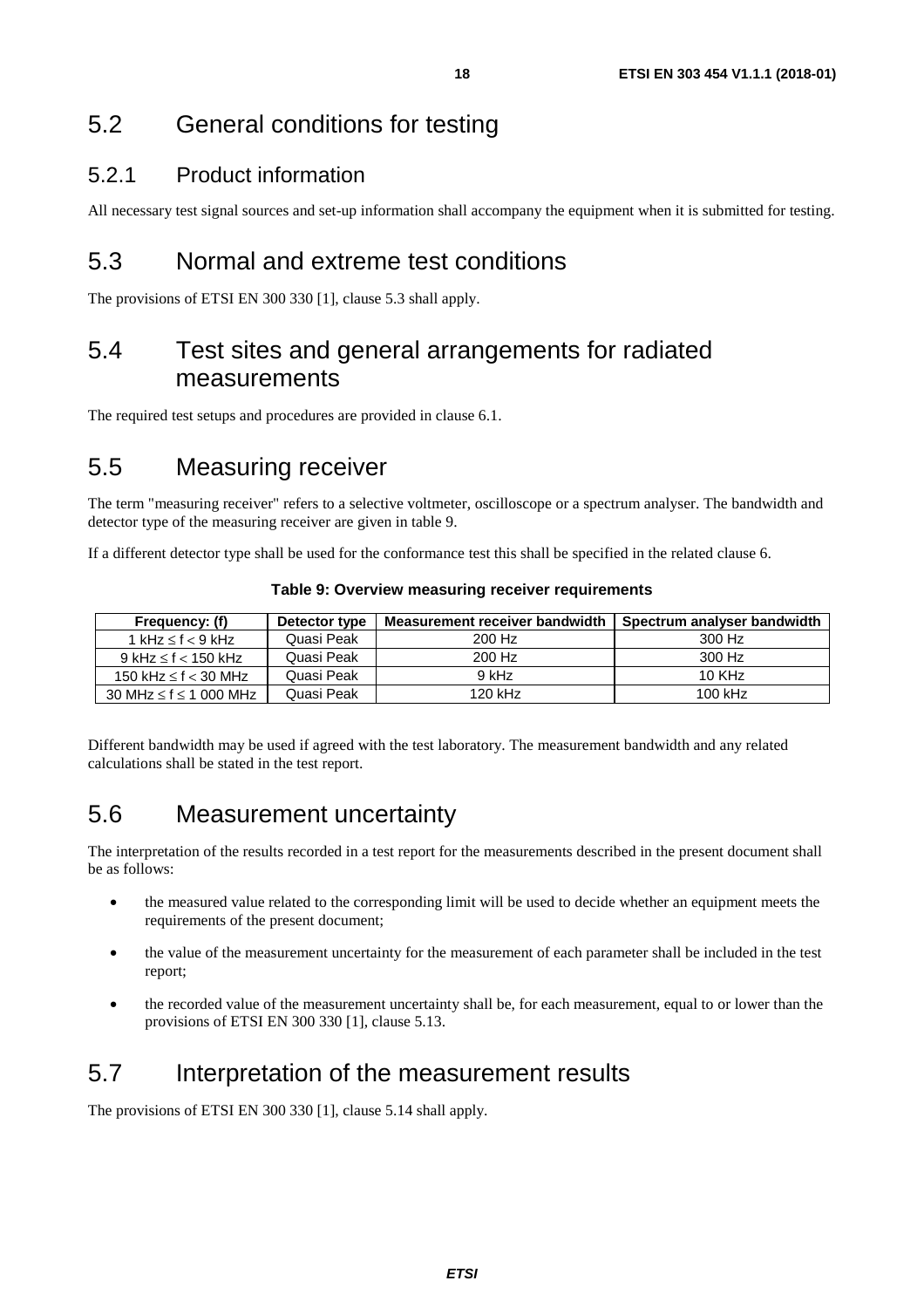## 5.2 General conditions for testing

### 5.2.1 Product information

All necessary test signal sources and set-up information shall accompany the equipment when it is submitted for testing.

## 5.3 Normal and extreme test conditions

The provisions of ETSI EN 300 330 [1], clause 5.3 shall apply.

## 5.4 Test sites and general arrangements for radiated measurements

The required test setups and procedures are provided in clause 6.1.

## 5.5 Measuring receiver

The term "measuring receiver" refers to a selective voltmeter, oscilloscope or a spectrum analyser. The bandwidth and detector type of the measuring receiver are given in table 9.

If a different detector type shall be used for the conformance test this shall be specified in the related clause 6.

**Table 9: Overview measuring receiver requirements**

| Frequency: (f) | Detector type | Measurement receiver bandwidth | Spectrum analyser bandwidth |
|---|---|---|---|
| 1 kHz ≤ f < 9 kHz | Quasi Peak | 200 Hz | 300 Hz |
| 9 kHz ≤ f < 150 kHz | Quasi Peak | 200 Hz | 300 Hz |
| 150 kHz ≤ f < 30 MHz | Quasi Peak | 9 kHz | 10 KHz |
| 30 MHz ≤ f ≤ 1 000 MHz | Quasi Peak | 120 kHz | 100 kHz |

Different bandwidth may be used if agreed with the test laboratory. The measurement bandwidth and any related calculations shall be stated in the test report.

## 5.6 Measurement uncertainty

The interpretation of the results recorded in a test report for the measurements described in the present document shall be as follows:

- the measured value related to the corresponding limit will be used to decide whether an equipment meets the requirements of the present document;
- the value of the measurement uncertainty for the measurement of each parameter shall be included in the test report;
- the recorded value of the measurement uncertainty shall be, for each measurement, equal to or lower than the provisions of ETSI EN 300 330 [1], clause 5.13.

## 5.7 Interpretation of the measurement results

The provisions of ETSI EN 300 330 [1], clause 5.14 shall apply.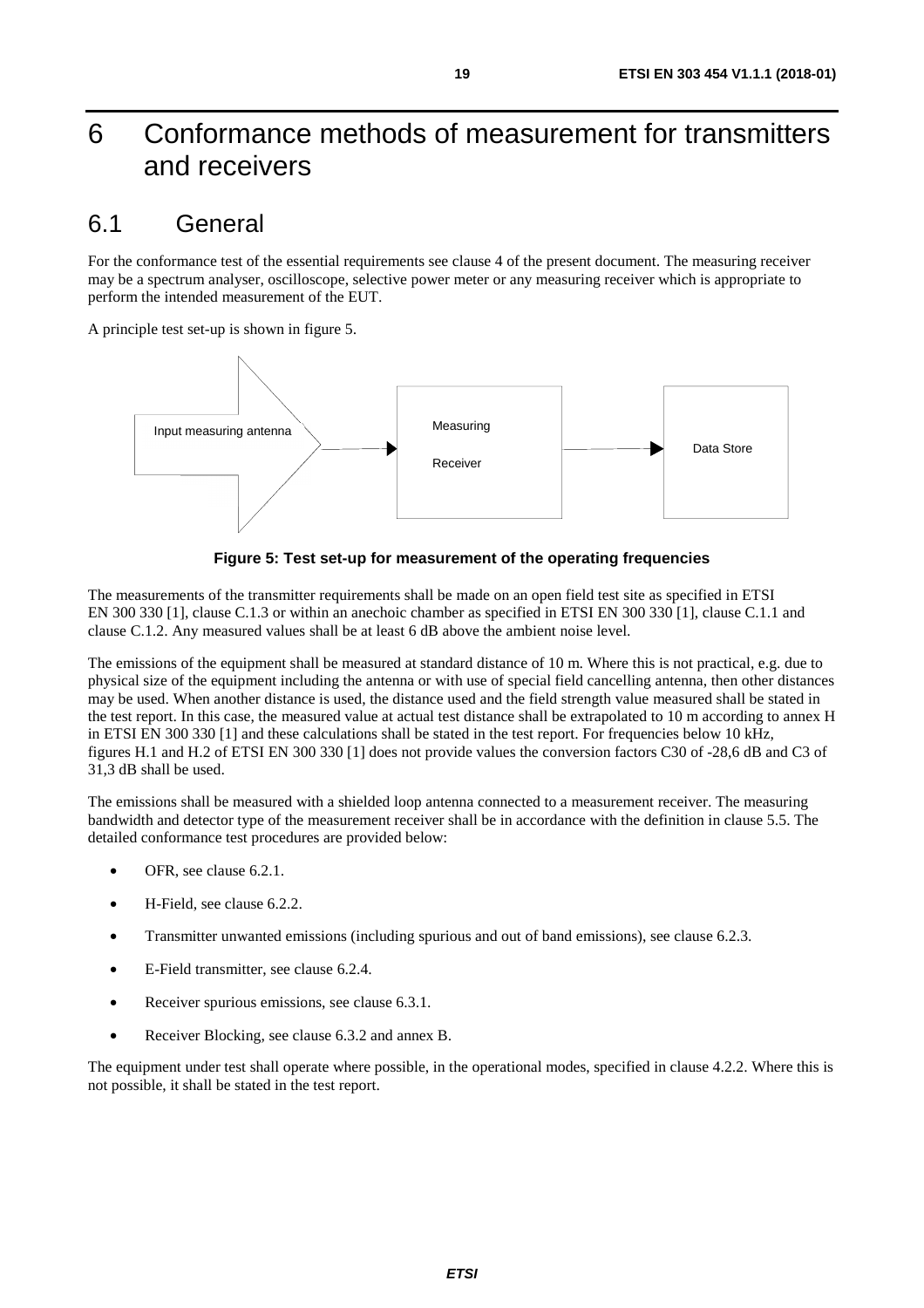# 6 Conformance methods of measurement for transmitters and receivers

## 6.1 General

For the conformance test of the essential requirements see clause 4 of the present document. The measuring receiver may be a spectrum analyser, oscilloscope, selective power meter or any measuring receiver which is appropriate to perform the intended measurement of the EUT.

A principle test set-up is shown in figure 5.

Input measuring antenna → Measuring Receiver → Data Store

**Figure 5: Test set-up for measurement of the operating frequencies**

The measurements of the transmitter requirements shall be made on an open field test site as specified in ETSI EN 300 330 [1], clause C.1.3 or within an anechoic chamber as specified in ETSI EN 300 330 [1], clause C.1.1 and clause C.1.2. Any measured values shall be at least 6 dB above the ambient noise level.

The emissions of the equipment shall be measured at standard distance of 10 m. Where this is not practical, e.g. due to physical size of the equipment including the antenna or with use of special field cancelling antenna, then other distances may be used. When another distance is used, the distance used and the field strength value measured shall be stated in the test report. In this case, the measured value at actual test distance shall be extrapolated to 10 m according to annex H in ETSI EN 300 330 [1] and these calculations shall be stated in the test report. For frequencies below 10 kHz, figures H.1 and H.2 of ETSI EN 300 330 [1] does not provide values the conversion factors C30 of -28,6 dB and C3 of 31,3 dB shall be used.

The emissions shall be measured with a shielded loop antenna connected to a measurement receiver. The measuring bandwidth and detector type of the measurement receiver shall be in accordance with the definition in clause 5.5. The detailed conformance test procedures are provided below:

- OFR, see clause 6.2.1.
- H-Field, see clause 6.2.2.
- Transmitter unwanted emissions (including spurious and out of band emissions), see clause 6.2.3.
- E-Field transmitter, see clause 6.2.4.
- Receiver spurious emissions, see clause 6.3.1.
- Receiver Blocking, see clause 6.3.2 and annex B.

The equipment under test shall operate where possible, in the operational modes, specified in clause 4.2.2. Where this is not possible, it shall be stated in the test report.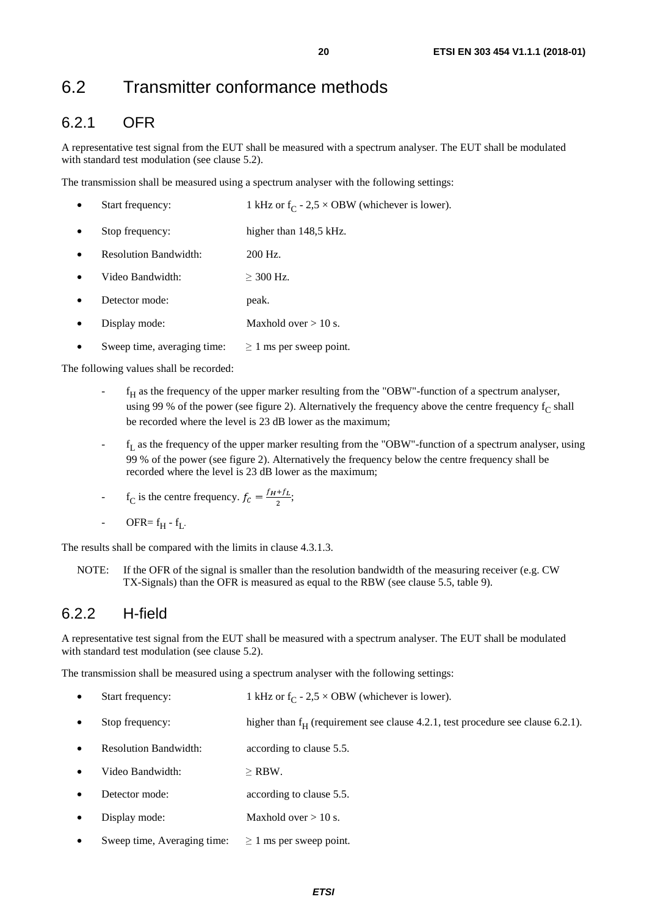## 6.2 Transmitter conformance methods

### 6.2.1 OFR

A representative test signal from the EUT shall be measured with a spectrum analyser. The EUT shall be modulated with standard test modulation (see clause 5.2).

The transmission shall be measured using a spectrum analyser with the following settings:

- Start frequency: 1 kHz or $f_C$ - 2,5 × OBW (whichever is lower).
- Stop frequency: higher than 148,5 kHz.
- Resolution Bandwidth: 200 Hz.
- Video Bandwidth: ≥ 300 Hz.
- Detector mode: peak.
- Display mode: Maxhold over > 10 s.
- Sweep time, averaging time: ≥ 1 ms per sweep point.

The following values shall be recorded:

- $f_H$ as the frequency of the upper marker resulting from the "OBW"-function of a spectrum analyser, using 99 % of the power (see figure 2). Alternatively the frequency above the centre frequency $f_C$ shall be recorded where the level is 23 dB lower as the maximum;
- $f_L$ as the frequency of the upper marker resulting from the "OBW"-function of a spectrum analyser, using 99 % of the power (see figure 2). Alternatively the frequency below the centre frequency shall be recorded where the level is 23 dB lower as the maximum;
- $f_C$ is the centre frequency. $f_C = \frac{f_H + f_L}{2}$;
- OFR= $f_H$ - $f_L$.

The results shall be compared with the limits in clause 4.3.1.3.

NOTE: If the OFR of the signal is smaller than the resolution bandwidth of the measuring receiver (e.g. CW TX-Signals) than the OFR is measured as equal to the RBW (see clause 5.5, table 9).

### 6.2.2 H-field

A representative test signal from the EUT shall be measured with a spectrum analyser. The EUT shall be modulated with standard test modulation (see clause 5.2).

The transmission shall be measured using a spectrum analyser with the following settings:

- Start frequency: 1 kHz or $f_C$ - 2,5 × OBW (whichever is lower).
- Stop frequency: higher than $f_H$ (requirement see clause 4.2.1, test procedure see clause 6.2.1).
- Resolution Bandwidth: according to clause 5.5.
- Video Bandwidth: ≥ RBW.
- Detector mode: according to clause 5.5.
- Display mode: Maxhold over > 10 s.
- Sweep time, Averaging time: ≥ 1 ms per sweep point.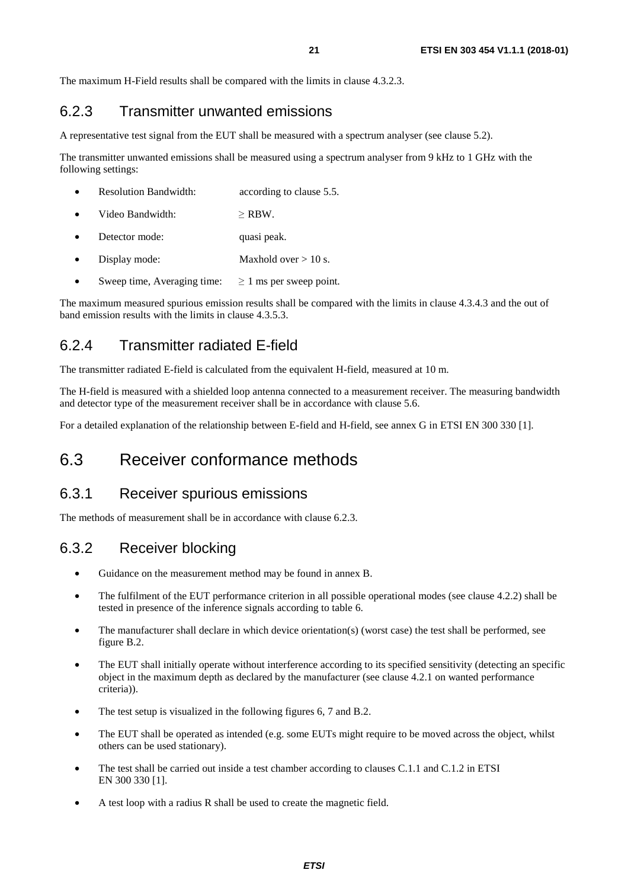The maximum H-Field results shall be compared with the limits in clause 4.3.2.3.

### 6.2.3 Transmitter unwanted emissions

A representative test signal from the EUT shall be measured with a spectrum analyser (see clause 5.2).

The transmitter unwanted emissions shall be measured using a spectrum analyser from 9 kHz to 1 GHz with the following settings:

- Resolution Bandwidth: according to clause 5.5.
- Video Bandwidth: ≥ RBW.
- Detector mode: quasi peak.
- Display mode: Maxhold over > 10 s.
- Sweep time, Averaging time: ≥ 1 ms per sweep point.

The maximum measured spurious emission results shall be compared with the limits in clause 4.3.4.3 and the out of band emission results with the limits in clause 4.3.5.3.

### 6.2.4 Transmitter radiated E-field

The transmitter radiated E-field is calculated from the equivalent H-field, measured at 10 m.

The H-field is measured with a shielded loop antenna connected to a measurement receiver. The measuring bandwidth and detector type of the measurement receiver shall be in accordance with clause 5.6.

For a detailed explanation of the relationship between E-field and H-field, see annex G in ETSI EN 300 330 [1].

## 6.3 Receiver conformance methods

### 6.3.1 Receiver spurious emissions

The methods of measurement shall be in accordance with clause 6.2.3.

### 6.3.2 Receiver blocking

- Guidance on the measurement method may be found in annex B.
- The fulfilment of the EUT performance criterion in all possible operational modes (see clause 4.2.2) shall be tested in presence of the inference signals according to table 6.
- The manufacturer shall declare in which device orientation(s) (worst case) the test shall be performed, see figure B.2.
- The EUT shall initially operate without interference according to its specified sensitivity (detecting an specific object in the maximum depth as declared by the manufacturer (see clause 4.2.1 on wanted performance criteria)).
- The test setup is visualized in the following figures 6, 7 and B.2.
- The EUT shall be operated as intended (e.g. some EUTs might require to be moved across the object, whilst others can be used stationary).
- The test shall be carried out inside a test chamber according to clauses C.1.1 and C.1.2 in ETSI EN 300 330 [1].
- A test loop with a radius R shall be used to create the magnetic field.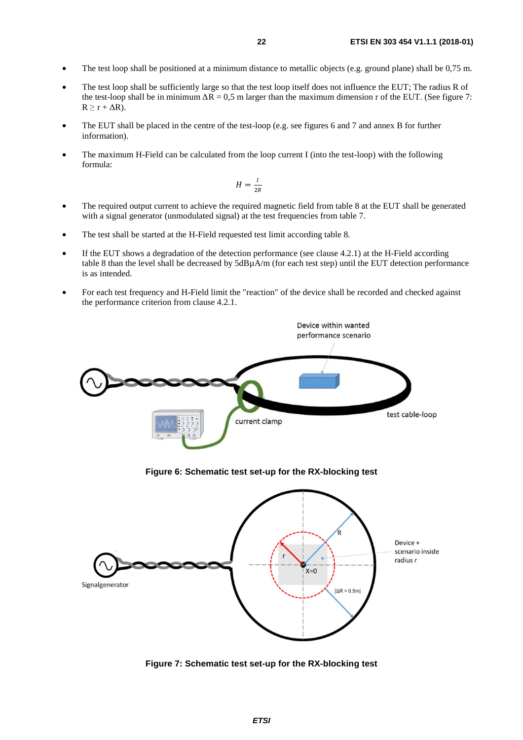- The test loop shall be positioned at a minimum distance to metallic objects (e.g. ground plane) shall be 0,75 m.
- The test loop shall be sufficiently large so that the test loop itself does not influence the EUT; The radius R of the test-loop shall be in minimum $\Delta R = 0{,}5$ m larger than the maximum dimension r of the EUT. (See figure 7: $R \geq r + \Delta R$).
- The EUT shall be placed in the centre of the test-loop (e.g. see figures 6 and 7 and annex B for further information).
- The maximum H-Field can be calculated from the loop current I (into the test-loop) with the following formula:

$$H = \frac{I}{2R}$$

- The required output current to achieve the required magnetic field from table 8 at the EUT shall be generated with a signal generator (unmodulated signal) at the test frequencies from table 7.
- The test shall be started at the H-Field requested test limit according table 8.
- If the EUT shows a degradation of the detection performance (see clause 4.2.1) at the H-Field according table 8 than the level shall be decreased by 5dBµA/m (for each test step) until the EUT detection performance is as intended.
- For each test frequency and H-Field limit the "reaction" of the device shall be recorded and checked against the performance criterion from clause 4.2.1.

**Figure 6: Schematic test set-up for the RX-blocking test**

**Figure 7: Schematic test set-up for the RX-blocking test**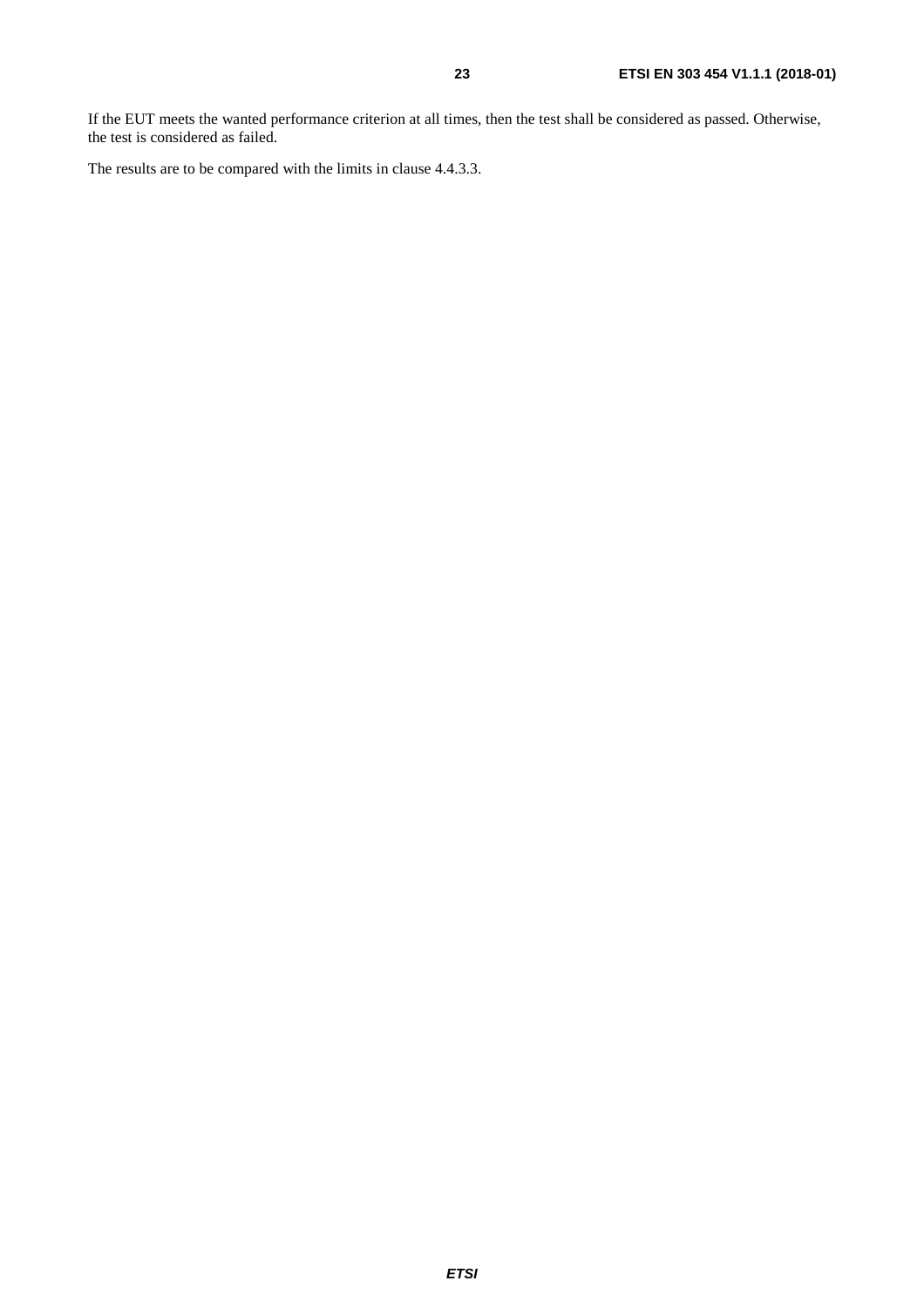If the EUT meets the wanted performance criterion at all times, then the test shall be considered as passed. Otherwise, the test is considered as failed.

The results are to be compared with the limits in clause 4.4.3.3.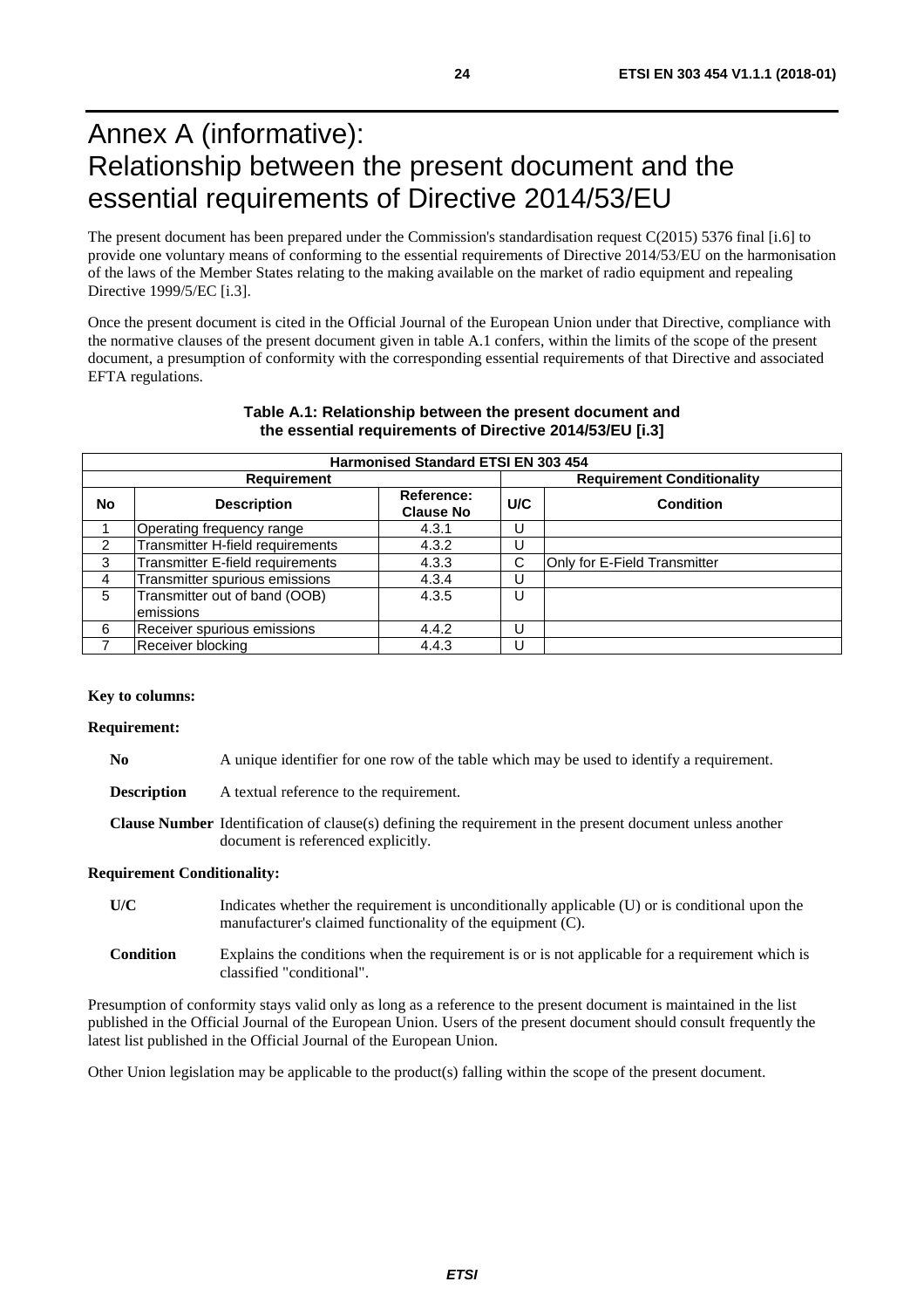# Annex A (informative): Relationship between the present document and the essential requirements of Directive 2014/53/EU

The present document has been prepared under the Commission's standardisation request C(2015) 5376 final [i.6] to provide one voluntary means of conforming to the essential requirements of Directive 2014/53/EU on the harmonisation of the laws of the Member States relating to the making available on the market of radio equipment and repealing Directive 1999/5/EC [i.3].

Once the present document is cited in the Official Journal of the European Union under that Directive, compliance with the normative clauses of the present document given in table A.1 confers, within the limits of the scope of the present document, a presumption of conformity with the corresponding essential requirements of that Directive and associated EFTA regulations.

**Table A.1: Relationship between the present document and the essential requirements of Directive 2014/53/EU [i.3]**

| Harmonised Standard ETSI EN 303 454 | | | | |
|---|---|---|---|---|
| **Requirement** | | | **Requirement Conditionality** | |
| **No** | **Description** | **Reference: Clause No** | **U/C** | **Condition** |
| 1 | Operating frequency range | 4.3.1 | U | |
| 2 | Transmitter H-field requirements | 4.3.2 | U | |
| 3 | Transmitter E-field requirements | 4.3.3 | C | Only for E-Field Transmitter |
| 4 | Transmitter spurious emissions | 4.3.4 | U | |
| 5 | Transmitter out of band (OOB) emissions | 4.3.5 | U | |
| 6 | Receiver spurious emissions | 4.4.2 | U | |
| 7 | Receiver blocking | 4.4.3 | U | |

**Key to columns:**

**Requirement:**

**No** A unique identifier for one row of the table which may be used to identify a requirement.

**Description** A textual reference to the requirement.

**Clause Number** Identification of clause(s) defining the requirement in the present document unless another document is referenced explicitly.

**Requirement Conditionality:**

**U/C** Indicates whether the requirement is unconditionally applicable (U) or is conditional upon the manufacturer's claimed functionality of the equipment (C).

**Condition** Explains the conditions when the requirement is or is not applicable for a requirement which is classified "conditional".

Presumption of conformity stays valid only as long as a reference to the present document is maintained in the list published in the Official Journal of the European Union. Users of the present document should consult frequently the latest list published in the Official Journal of the European Union.

Other Union legislation may be applicable to the product(s) falling within the scope of the present document.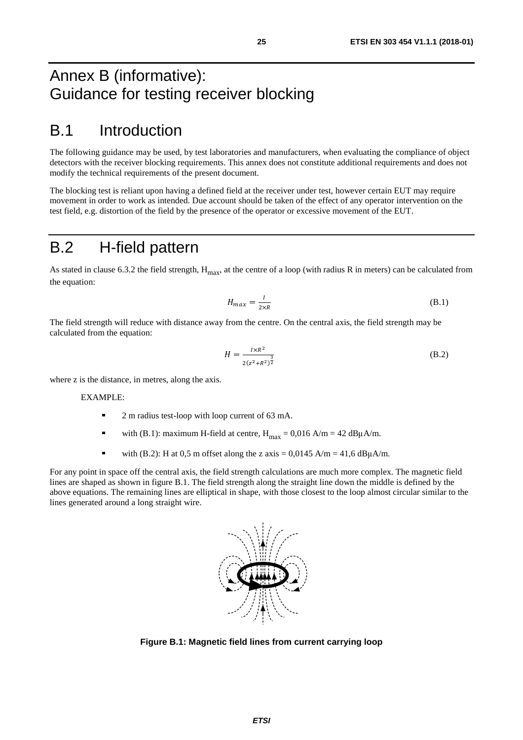# Annex B (informative): Guidance for testing receiver blocking

## B.1 Introduction

The following guidance may be used, by test laboratories and manufacturers, when evaluating the compliance of object detectors with the receiver blocking requirements. This annex does not constitute additional requirements and does not modify the technical requirements of the present document.

The blocking test is reliant upon having a defined field at the receiver under test, however certain EUT may require movement in order to work as intended. Due account should be taken of the effect of any operator intervention on the test field, e.g. distortion of the field by the presence of the operator or excessive movement of the EUT.

## B.2 H-field pattern

As stated in clause 6.3.2 the field strength, $H_{max}$, at the centre of a loop (with radius R in meters) can be calculated from the equation:

$$H_{max} = \frac{I}{2 \times R} \tag{B.1}$$

The field strength will reduce with distance away from the centre. On the central axis, the field strength may be calculated from the equation:

$$H = \frac{I \times R^2}{2(z^2 + R^2)^{\frac{3}{2}}} \tag{B.2}$$

where z is the distance, in metres, along the axis.

EXAMPLE:

- 2 m radius test-loop with loop current of 63 mA.
- with (B.1): maximum H-field at centre, $H_{max}$ = 0,016 A/m = 42 dBµA/m.
- with (B.2): H at 0,5 m offset along the z axis = 0,0145 A/m = 41,6 dBµA/m.

For any point in space off the central axis, the field strength calculations are much more complex. The magnetic field lines are shaped as shown in figure B.1. The field strength along the straight line down the middle is defined by the above equations. The remaining lines are elliptical in shape, with those closest to the loop almost circular similar to the lines generated around a long straight wire.

**Figure B.1: Magnetic field lines from current carrying loop**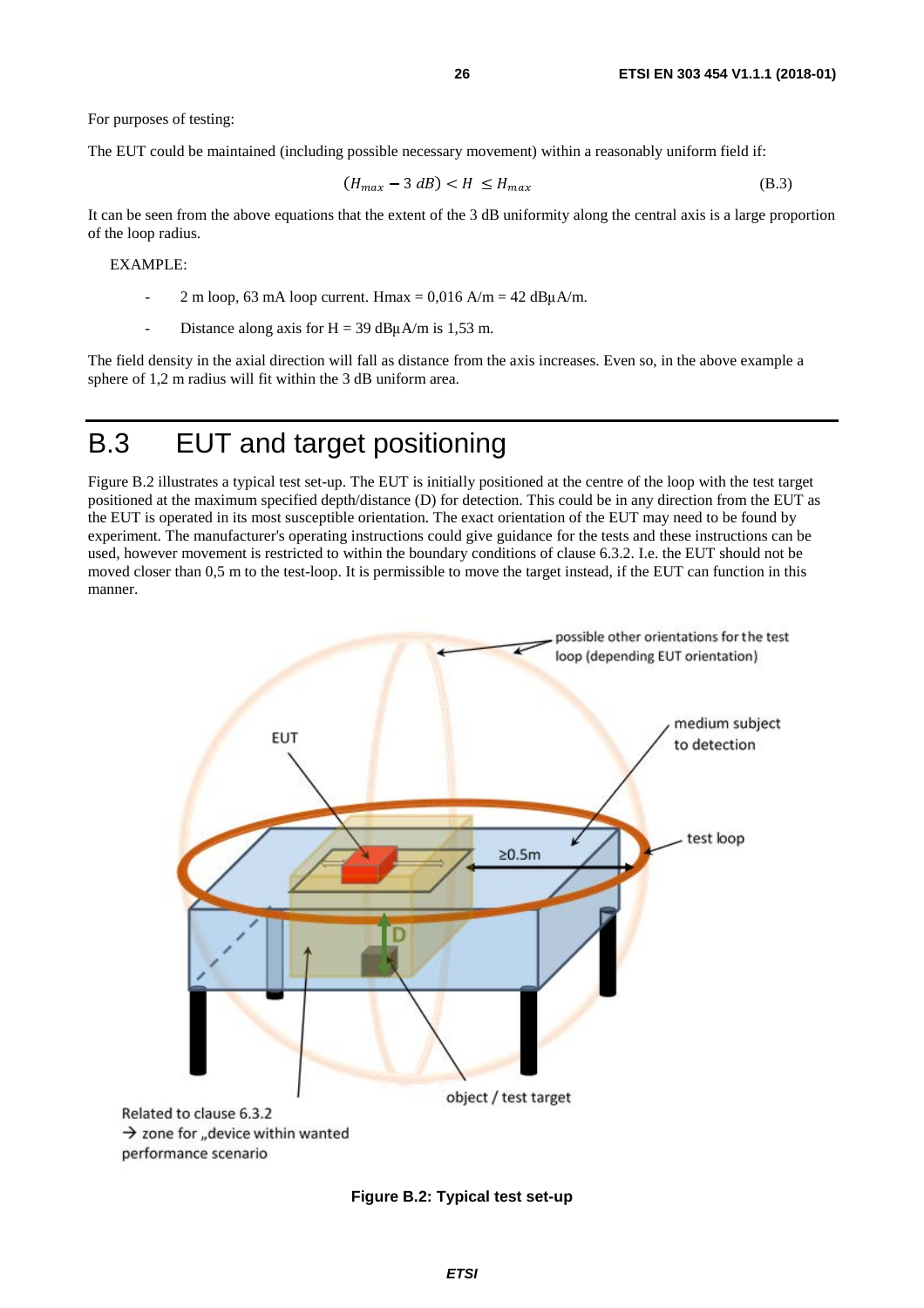For purposes of testing:

The EUT could be maintained (including possible necessary movement) within a reasonably uniform field if:

$$(H_{max} - 3\ dB) < H \leq H_{max} \tag{B.3}$$

It can be seen from the above equations that the extent of the 3 dB uniformity along the central axis is a large proportion of the loop radius.

EXAMPLE:

- 2 m loop, 63 mA loop current. Hmax = 0,016 A/m = 42 dBμA/m.
- Distance along axis for H = 39 dBμA/m is 1,53 m.

The field density in the axial direction will fall as distance from the axis increases. Even so, in the above example a sphere of 1,2 m radius will fit within the 3 dB uniform area.

# B.3 EUT and target positioning

Figure B.2 illustrates a typical test set-up. The EUT is initially positioned at the centre of the loop with the test target positioned at the maximum specified depth/distance (D) for detection. This could be in any direction from the EUT as the EUT is operated in its most susceptible orientation. The exact orientation of the EUT may need to be found by experiment. The manufacturer's operating instructions could give guidance for the tests and these instructions can be used, however movement is restricted to within the boundary conditions of clause 6.3.2. I.e. the EUT should not be moved closer than 0,5 m to the test-loop. It is permissible to move the target instead, if the EUT can function in this manner.

**Figure B.2: Typical test set-up**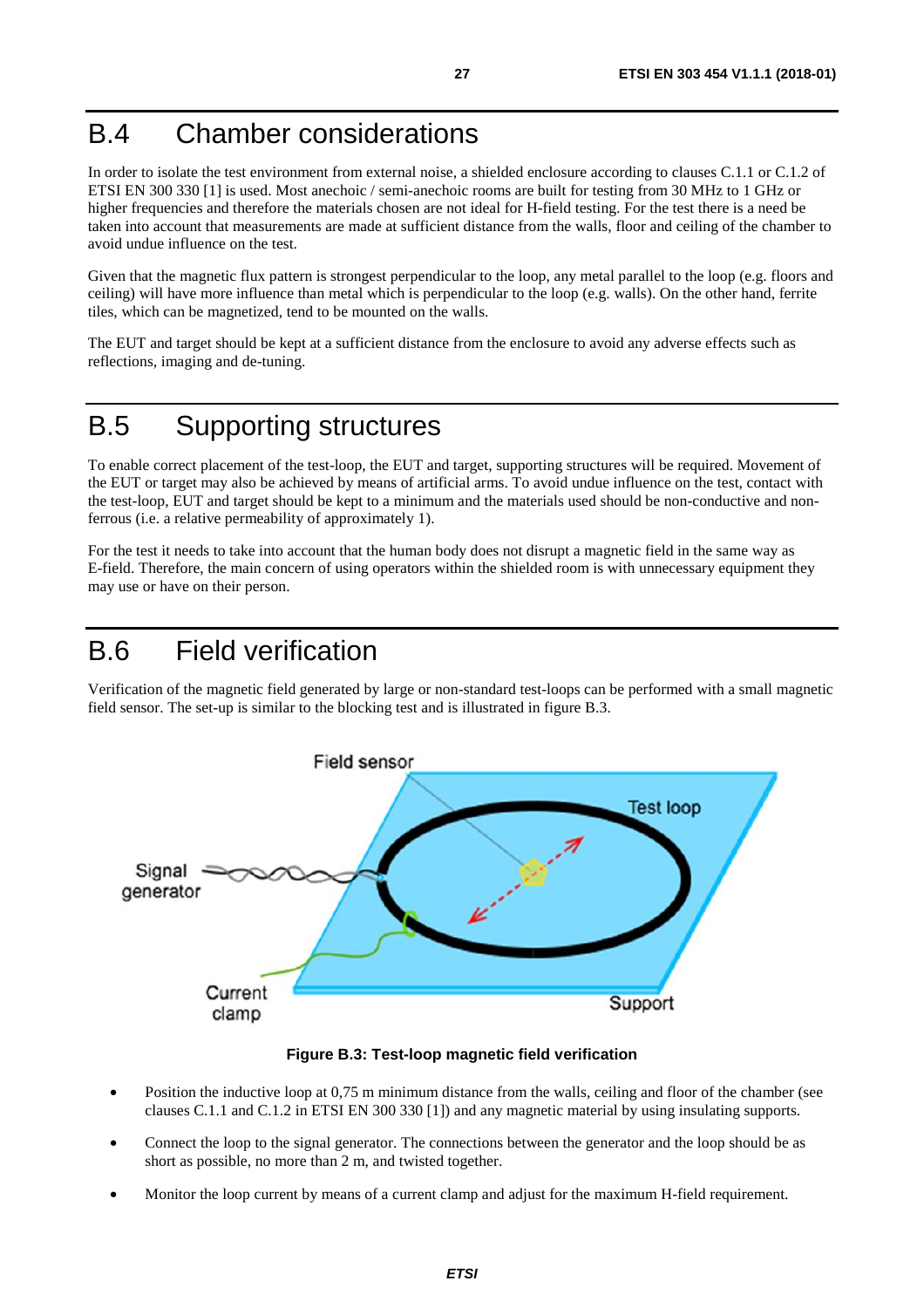# B.4 Chamber considerations

In order to isolate the test environment from external noise, a shielded enclosure according to clauses C.1.1 or C.1.2 of ETSI EN 300 330 [1] is used. Most anechoic / semi-anechoic rooms are built for testing from 30 MHz to 1 GHz or higher frequencies and therefore the materials chosen are not ideal for H-field testing. For the test there is a need be taken into account that measurements are made at sufficient distance from the walls, floor and ceiling of the chamber to avoid undue influence on the test.

Given that the magnetic flux pattern is strongest perpendicular to the loop, any metal parallel to the loop (e.g. floors and ceiling) will have more influence than metal which is perpendicular to the loop (e.g. walls). On the other hand, ferrite tiles, which can be magnetized, tend to be mounted on the walls.

The EUT and target should be kept at a sufficient distance from the enclosure to avoid any adverse effects such as reflections, imaging and de-tuning.

# B.5 Supporting structures

To enable correct placement of the test-loop, the EUT and target, supporting structures will be required. Movement of the EUT or target may also be achieved by means of artificial arms. To avoid undue influence on the test, contact with the test-loop, EUT and target should be kept to a minimum and the materials used should be non-conductive and non-ferrous (i.e. a relative permeability of approximately 1).

For the test it needs to take into account that the human body does not disrupt a magnetic field in the same way as E-field. Therefore, the main concern of using operators within the shielded room is with unnecessary equipment they may use or have on their person.

# B.6 Field verification

Verification of the magnetic field generated by large or non-standard test-loops can be performed with a small magnetic field sensor. The set-up is similar to the blocking test and is illustrated in figure B.3.

**Figure B.3: Test-loop magnetic field verification**

- Position the inductive loop at 0,75 m minimum distance from the walls, ceiling and floor of the chamber (see clauses C.1.1 and C.1.2 in ETSI EN 300 330 [1]) and any magnetic material by using insulating supports.
- Connect the loop to the signal generator. The connections between the generator and the loop should be as short as possible, no more than 2 m, and twisted together.
- Monitor the loop current by means of a current clamp and adjust for the maximum H-field requirement.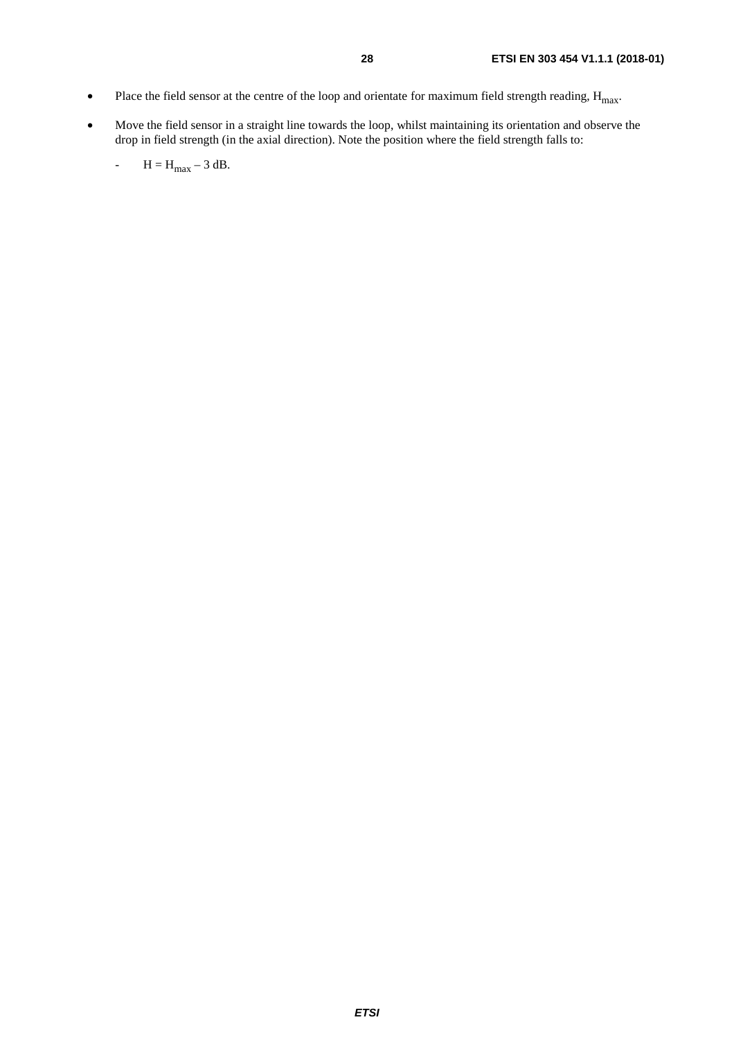- Place the field sensor at the centre of the loop and orientate for maximum field strength reading, $H_{max}$.
- Move the field sensor in a straight line towards the loop, whilst maintaining its orientation and observe the drop in field strength (in the axial direction). Note the position where the field strength falls to:
  - $H = H_{max} – 3$ dB.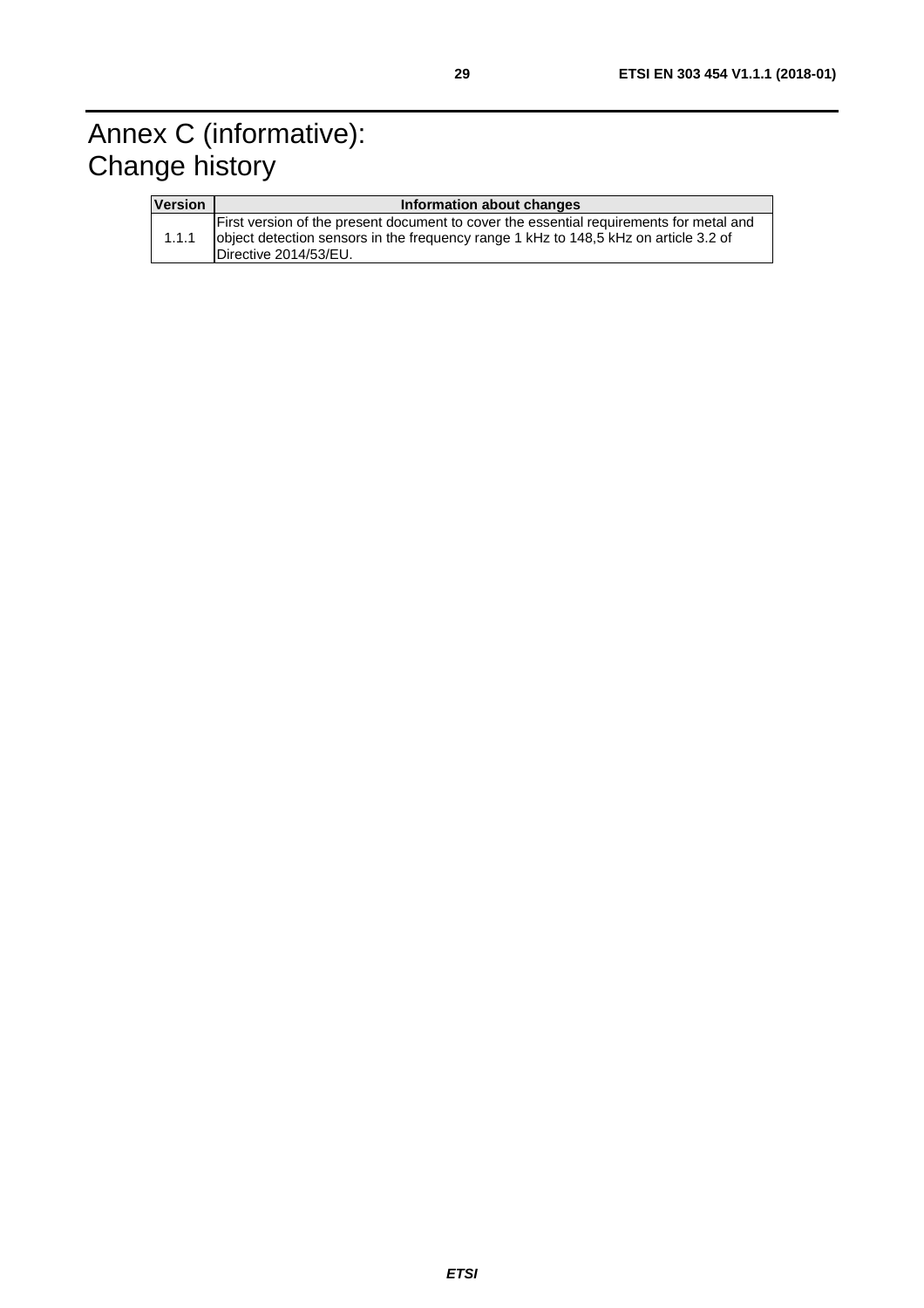# Annex C (informative): Change history

| Version | Information about changes |
| --- | --- |
| 1.1.1 | First version of the present document to cover the essential requirements for metal and object detection sensors in the frequency range 1 kHz to 148,5 kHz on article 3.2 of Directive 2014/53/EU. |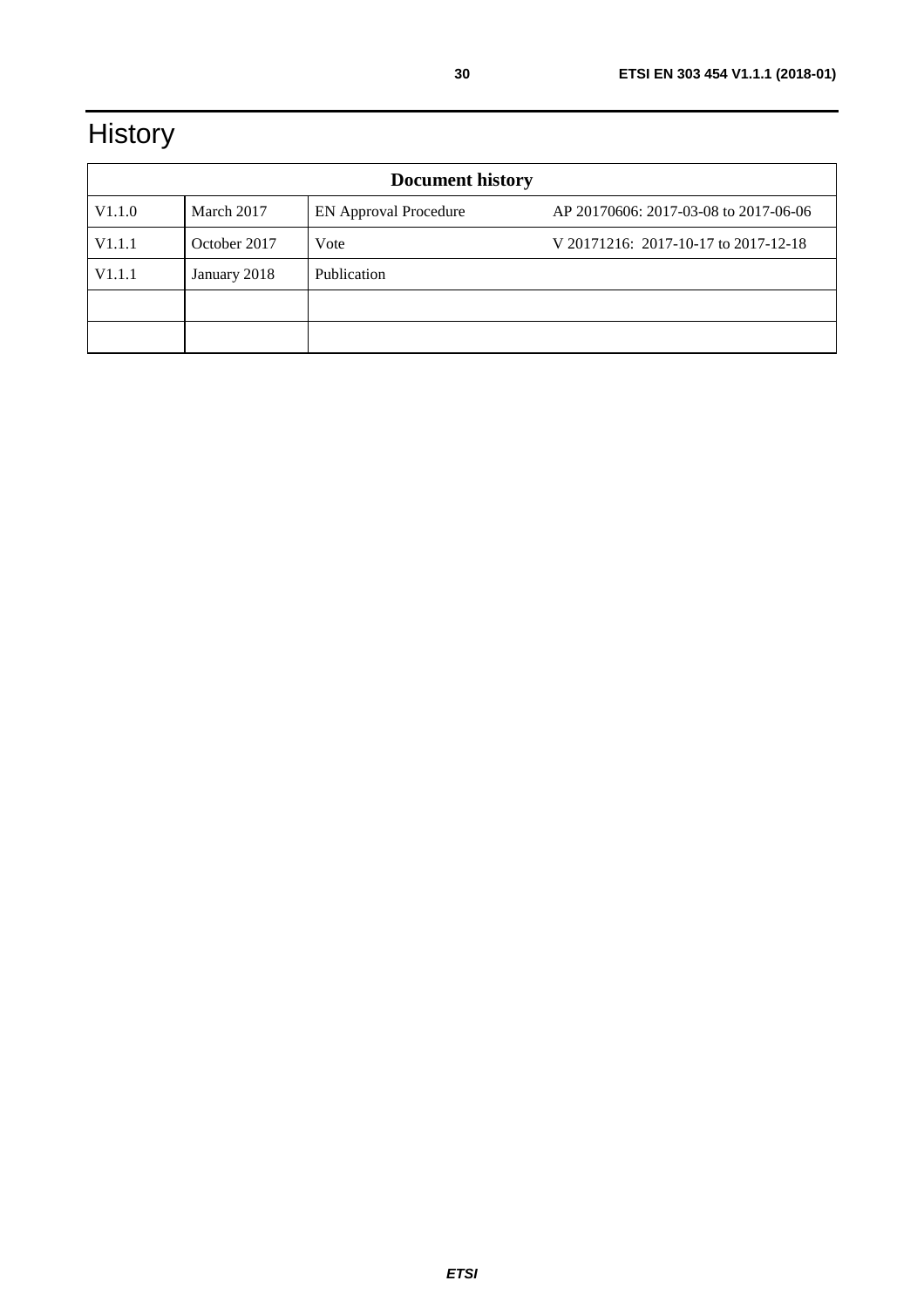# History

| Document history | | | |
|---|---|---|---|
| V1.1.0 | March 2017 | EN Approval Procedure | AP 20170606: 2017-03-08 to 2017-06-06 |
| V1.1.1 | October 2017 | Vote | V 20171216: 2017-10-17 to 2017-12-18 |
| V1.1.1 | January 2018 | Publication | |
| | | | |
| | | | |